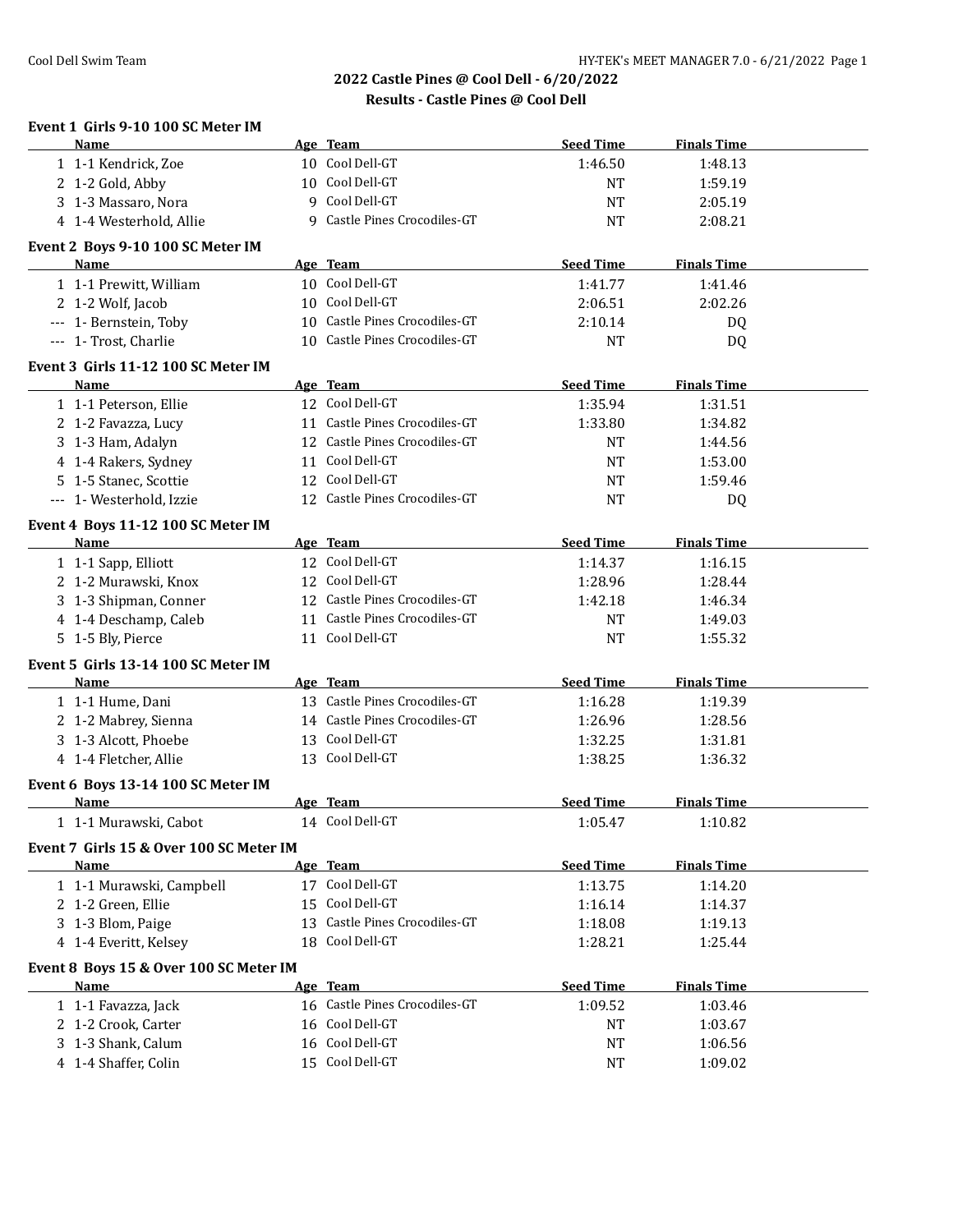## 2022 Castle Pines @ Cool Dell - 6/20/2022

## Results - Castle Pines @ Cool Dell

### Event 1 Girls 9-10 100 SC Meter IM

| | Name | Age | Team | Seed Time | Finals Time |
|---|---|---|---|---|---|
| 1 | 1-1 Kendrick, Zoe | 10 | Cool Dell-GT | 1:46.50 | 1:48.13 |
| 2 | 1-2 Gold, Abby | 10 | Cool Dell-GT | NT | 1:59.19 |
| 3 | 1-3 Massaro, Nora | 9 | Cool Dell-GT | NT | 2:05.19 |
| 4 | 1-4 Westerhold, Allie | 9 | Castle Pines Crocodiles-GT | NT | 2:08.21 |

### Event 2 Boys 9-10 100 SC Meter IM

| | Name | Age | Team | Seed Time | Finals Time |
|---|---|---|---|---|---|
| 1 | 1-1 Prewitt, William | 10 | Cool Dell-GT | 1:41.77 | 1:41.46 |
| 2 | 1-2 Wolf, Jacob | 10 | Cool Dell-GT | 2:06.51 | 2:02.26 |
| --- | 1- Bernstein, Toby | 10 | Castle Pines Crocodiles-GT | 2:10.14 | DQ |
| --- | 1- Trost, Charlie | 10 | Castle Pines Crocodiles-GT | NT | DQ |

### Event 3 Girls 11-12 100 SC Meter IM

| | Name | Age | Team | Seed Time | Finals Time |
|---|---|---|---|---|---|
| 1 | 1-1 Peterson, Ellie | 12 | Cool Dell-GT | 1:35.94 | 1:31.51 |
| 2 | 1-2 Favazza, Lucy | 11 | Castle Pines Crocodiles-GT | 1:33.80 | 1:34.82 |
| 3 | 1-3 Ham, Adalyn | 12 | Castle Pines Crocodiles-GT | NT | 1:44.56 |
| 4 | 1-4 Rakers, Sydney | 11 | Cool Dell-GT | NT | 1:53.00 |
| 5 | 1-5 Stanec, Scottie | 12 | Cool Dell-GT | NT | 1:59.46 |
| --- | 1- Westerhold, Izzie | 12 | Castle Pines Crocodiles-GT | NT | DQ |

### Event 4 Boys 11-12 100 SC Meter IM

| | Name | Age | Team | Seed Time | Finals Time |
|---|---|---|---|---|---|
| 1 | 1-1 Sapp, Elliott | 12 | Cool Dell-GT | 1:14.37 | 1:16.15 |
| 2 | 1-2 Murawski, Knox | 12 | Cool Dell-GT | 1:28.96 | 1:28.44 |
| 3 | 1-3 Shipman, Conner | 12 | Castle Pines Crocodiles-GT | 1:42.18 | 1:46.34 |
| 4 | 1-4 Deschamp, Caleb | 11 | Castle Pines Crocodiles-GT | NT | 1:49.03 |
| 5 | 1-5 Bly, Pierce | 11 | Cool Dell-GT | NT | 1:55.32 |

### Event 5 Girls 13-14 100 SC Meter IM

| | Name | Age | Team | Seed Time | Finals Time |
|---|---|---|---|---|---|
| 1 | 1-1 Hume, Dani | 13 | Castle Pines Crocodiles-GT | 1:16.28 | 1:19.39 |
| 2 | 1-2 Mabrey, Sienna | 14 | Castle Pines Crocodiles-GT | 1:26.96 | 1:28.56 |
| 3 | 1-3 Alcott, Phoebe | 13 | Cool Dell-GT | 1:32.25 | 1:31.81 |
| 4 | 1-4 Fletcher, Allie | 13 | Cool Dell-GT | 1:38.25 | 1:36.32 |

### Event 6 Boys 13-14 100 SC Meter IM

| | Name | Age | Team | Seed Time | Finals Time |
|---|---|---|---|---|---|
| 1 | 1-1 Murawski, Cabot | 14 | Cool Dell-GT | 1:05.47 | 1:10.82 |

### Event 7 Girls 15 & Over 100 SC Meter IM

| | Name | Age | Team | Seed Time | Finals Time |
|---|---|---|---|---|---|
| 1 | 1-1 Murawski, Campbell | 17 | Cool Dell-GT | 1:13.75 | 1:14.20 |
| 2 | 1-2 Green, Ellie | 15 | Cool Dell-GT | 1:16.14 | 1:14.37 |
| 3 | 1-3 Blom, Paige | 13 | Castle Pines Crocodiles-GT | 1:18.08 | 1:19.13 |
| 4 | 1-4 Everitt, Kelsey | 18 | Cool Dell-GT | 1:28.21 | 1:25.44 |

### Event 8 Boys 15 & Over 100 SC Meter IM

| | Name | Age | Team | Seed Time | Finals Time |
|---|---|---|---|---|---|
| 1 | 1-1 Favazza, Jack | 16 | Castle Pines Crocodiles-GT | 1:09.52 | 1:03.46 |
| 2 | 1-2 Crook, Carter | 16 | Cool Dell-GT | NT | 1:03.67 |
| 3 | 1-3 Shank, Calum | 16 | Cool Dell-GT | NT | 1:06.56 |
| 4 | 1-4 Shaffer, Colin | 15 | Cool Dell-GT | NT | 1:09.02 |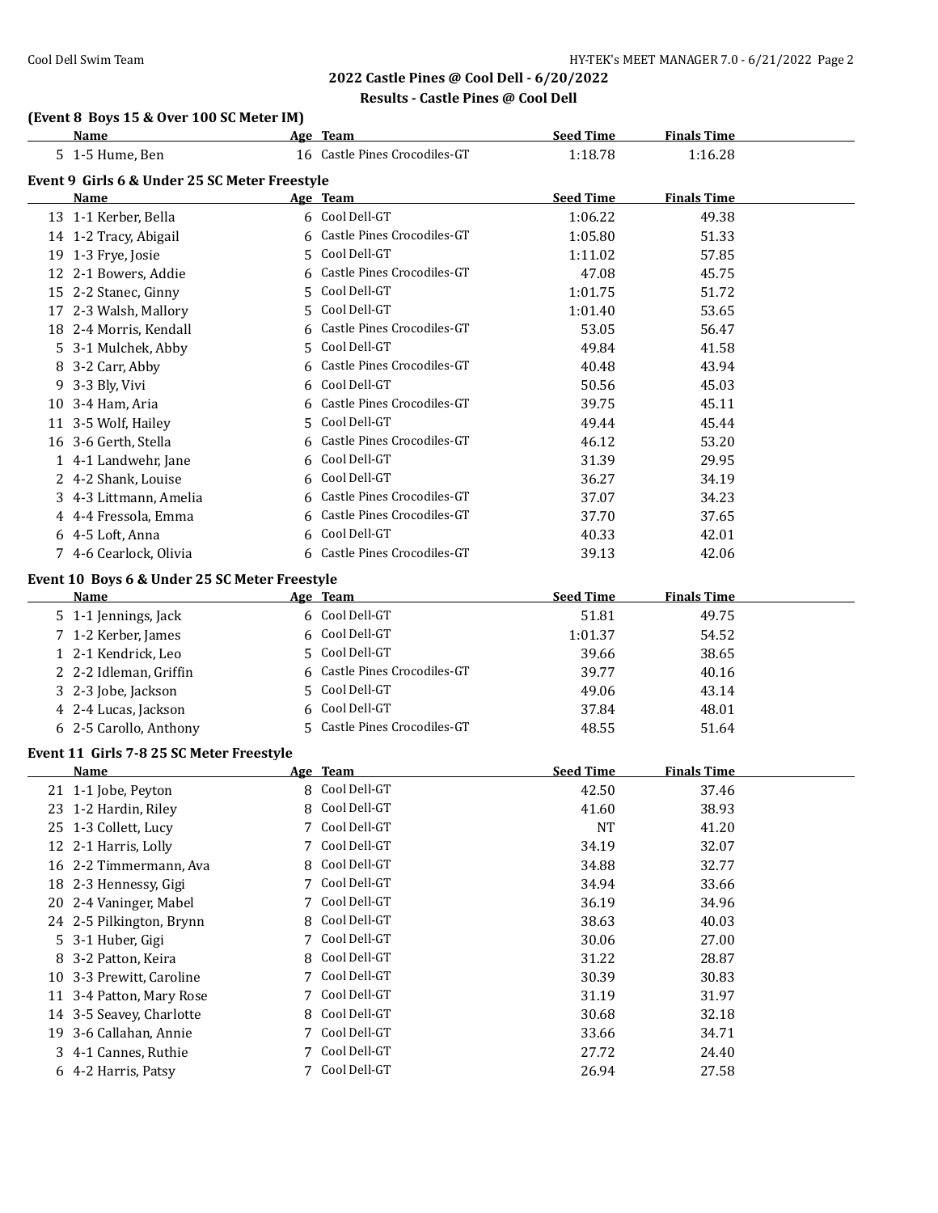## 2022 Castle Pines @ Cool Dell - 6/20/2022

### Results - Castle Pines @ Cool Dell

**(Event 8 Boys 15 & Over 100 SC Meter IM)**

| | Name | Age | Team | Seed Time | Finals Time |
|---|---|---|---|---|---|
| 5 | 1-5 Hume, Ben | 16 | Castle Pines Crocodiles-GT | 1:18.78 | 1:16.28 |

**Event 9 Girls 6 & Under 25 SC Meter Freestyle**

| | Name | Age | Team | Seed Time | Finals Time |
|---|---|---|---|---|---|
| 13 | 1-1 Kerber, Bella | 6 | Cool Dell-GT | 1:06.22 | 49.38 |
| 14 | 1-2 Tracy, Abigail | 6 | Castle Pines Crocodiles-GT | 1:05.80 | 51.33 |
| 19 | 1-3 Frye, Josie | 5 | Cool Dell-GT | 1:11.02 | 57.85 |
| 12 | 2-1 Bowers, Addie | 6 | Castle Pines Crocodiles-GT | 47.08 | 45.75 |
| 15 | 2-2 Stanec, Ginny | 5 | Cool Dell-GT | 1:01.75 | 51.72 |
| 17 | 2-3 Walsh, Mallory | 5 | Cool Dell-GT | 1:01.40 | 53.65 |
| 18 | 2-4 Morris, Kendall | 6 | Castle Pines Crocodiles-GT | 53.05 | 56.47 |
| 5 | 3-1 Mulchek, Abby | 5 | Cool Dell-GT | 49.84 | 41.58 |
| 8 | 3-2 Carr, Abby | 6 | Castle Pines Crocodiles-GT | 40.48 | 43.94 |
| 9 | 3-3 Bly, Vivi | 6 | Cool Dell-GT | 50.56 | 45.03 |
| 10 | 3-4 Ham, Aria | 6 | Castle Pines Crocodiles-GT | 39.75 | 45.11 |
| 11 | 3-5 Wolf, Hailey | 5 | Cool Dell-GT | 49.44 | 45.44 |
| 16 | 3-6 Gerth, Stella | 6 | Castle Pines Crocodiles-GT | 46.12 | 53.20 |
| 1 | 4-1 Landwehr, Jane | 6 | Cool Dell-GT | 31.39 | 29.95 |
| 2 | 4-2 Shank, Louise | 6 | Cool Dell-GT | 36.27 | 34.19 |
| 3 | 4-3 Littmann, Amelia | 6 | Castle Pines Crocodiles-GT | 37.07 | 34.23 |
| 4 | 4-4 Fressola, Emma | 6 | Castle Pines Crocodiles-GT | 37.70 | 37.65 |
| 6 | 4-5 Loft, Anna | 6 | Cool Dell-GT | 40.33 | 42.01 |
| 7 | 4-6 Cearlock, Olivia | 6 | Castle Pines Crocodiles-GT | 39.13 | 42.06 |

**Event 10 Boys 6 & Under 25 SC Meter Freestyle**

| | Name | Age | Team | Seed Time | Finals Time |
|---|---|---|---|---|---|
| 5 | 1-1 Jennings, Jack | 6 | Cool Dell-GT | 51.81 | 49.75 |
| 7 | 1-2 Kerber, James | 6 | Cool Dell-GT | 1:01.37 | 54.52 |
| 1 | 2-1 Kendrick, Leo | 5 | Cool Dell-GT | 39.66 | 38.65 |
| 2 | 2-2 Idleman, Griffin | 6 | Castle Pines Crocodiles-GT | 39.77 | 40.16 |
| 3 | 2-3 Jobe, Jackson | 5 | Cool Dell-GT | 49.06 | 43.14 |
| 4 | 2-4 Lucas, Jackson | 6 | Cool Dell-GT | 37.84 | 48.01 |
| 6 | 2-5 Carollo, Anthony | 5 | Castle Pines Crocodiles-GT | 48.55 | 51.64 |

**Event 11 Girls 7-8 25 SC Meter Freestyle**

| | Name | Age | Team | Seed Time | Finals Time |
|---|---|---|---|---|---|
| 21 | 1-1 Jobe, Peyton | 8 | Cool Dell-GT | 42.50 | 37.46 |
| 23 | 1-2 Hardin, Riley | 8 | Cool Dell-GT | 41.60 | 38.93 |
| 25 | 1-3 Collett, Lucy | 7 | Cool Dell-GT | NT | 41.20 |
| 12 | 2-1 Harris, Lolly | 7 | Cool Dell-GT | 34.19 | 32.07 |
| 16 | 2-2 Timmermann, Ava | 8 | Cool Dell-GT | 34.88 | 32.77 |
| 18 | 2-3 Hennessy, Gigi | 7 | Cool Dell-GT | 34.94 | 33.66 |
| 20 | 2-4 Vaninger, Mabel | 7 | Cool Dell-GT | 36.19 | 34.96 |
| 24 | 2-5 Pilkington, Brynn | 8 | Cool Dell-GT | 38.63 | 40.03 |
| 5 | 3-1 Huber, Gigi | 7 | Cool Dell-GT | 30.06 | 27.00 |
| 8 | 3-2 Patton, Keira | 8 | Cool Dell-GT | 31.22 | 28.87 |
| 10 | 3-3 Prewitt, Caroline | 7 | Cool Dell-GT | 30.39 | 30.83 |
| 11 | 3-4 Patton, Mary Rose | 7 | Cool Dell-GT | 31.19 | 31.97 |
| 14 | 3-5 Seavey, Charlotte | 8 | Cool Dell-GT | 30.68 | 32.18 |
| 19 | 3-6 Callahan, Annie | 7 | Cool Dell-GT | 33.66 | 34.71 |
| 3 | 4-1 Cannes, Ruthie | 7 | Cool Dell-GT | 27.72 | 24.40 |
| 6 | 4-2 Harris, Patsy | 7 | Cool Dell-GT | 26.94 | 27.58 |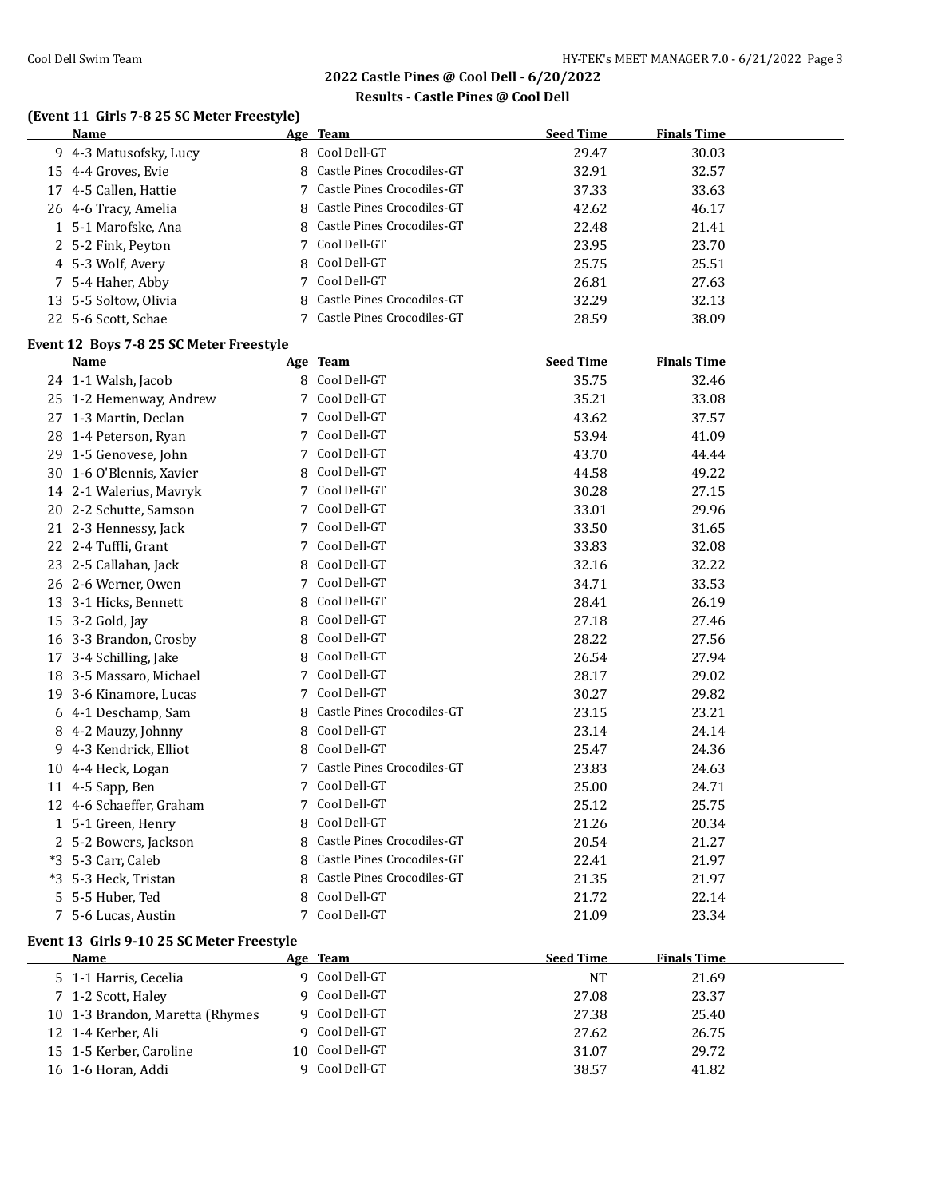## 2022 Castle Pines @ Cool Dell - 6/20/2022

### Results - Castle Pines @ Cool Dell

**(Event 11 Girls 7-8 25 SC Meter Freestyle)**

| | Name | Age | Team | Seed Time | Finals Time |
|---|---|---|---|---|---|
| 9 | 4-3 Matusofsky, Lucy | 8 | Cool Dell-GT | 29.47 | 30.03 |
| 15 | 4-4 Groves, Evie | 8 | Castle Pines Crocodiles-GT | 32.91 | 32.57 |
| 17 | 4-5 Callen, Hattie | 7 | Castle Pines Crocodiles-GT | 37.33 | 33.63 |
| 26 | 4-6 Tracy, Amelia | 8 | Castle Pines Crocodiles-GT | 42.62 | 46.17 |
| 1 | 5-1 Marofske, Ana | 8 | Castle Pines Crocodiles-GT | 22.48 | 21.41 |
| 2 | 5-2 Fink, Peyton | 7 | Cool Dell-GT | 23.95 | 23.70 |
| 4 | 5-3 Wolf, Avery | 8 | Cool Dell-GT | 25.75 | 25.51 |
| 7 | 5-4 Haher, Abby | 7 | Cool Dell-GT | 26.81 | 27.63 |
| 13 | 5-5 Soltow, Olivia | 8 | Castle Pines Crocodiles-GT | 32.29 | 32.13 |
| 22 | 5-6 Scott, Schae | 7 | Castle Pines Crocodiles-GT | 28.59 | 38.09 |

**Event 12 Boys 7-8 25 SC Meter Freestyle**

| | Name | Age | Team | Seed Time | Finals Time |
|---|---|---|---|---|---|
| 24 | 1-1 Walsh, Jacob | 8 | Cool Dell-GT | 35.75 | 32.46 |
| 25 | 1-2 Hemenway, Andrew | 7 | Cool Dell-GT | 35.21 | 33.08 |
| 27 | 1-3 Martin, Declan | 7 | Cool Dell-GT | 43.62 | 37.57 |
| 28 | 1-4 Peterson, Ryan | 7 | Cool Dell-GT | 53.94 | 41.09 |
| 29 | 1-5 Genovese, John | 7 | Cool Dell-GT | 43.70 | 44.44 |
| 30 | 1-6 O'Blennis, Xavier | 8 | Cool Dell-GT | 44.58 | 49.22 |
| 14 | 2-1 Walerius, Mavryk | 7 | Cool Dell-GT | 30.28 | 27.15 |
| 20 | 2-2 Schutte, Samson | 7 | Cool Dell-GT | 33.01 | 29.96 |
| 21 | 2-3 Hennessy, Jack | 7 | Cool Dell-GT | 33.50 | 31.65 |
| 22 | 2-4 Tuffli, Grant | 7 | Cool Dell-GT | 33.83 | 32.08 |
| 23 | 2-5 Callahan, Jack | 8 | Cool Dell-GT | 32.16 | 32.22 |
| 26 | 2-6 Werner, Owen | 7 | Cool Dell-GT | 34.71 | 33.53 |
| 13 | 3-1 Hicks, Bennett | 8 | Cool Dell-GT | 28.41 | 26.19 |
| 15 | 3-2 Gold, Jay | 8 | Cool Dell-GT | 27.18 | 27.46 |
| 16 | 3-3 Brandon, Crosby | 8 | Cool Dell-GT | 28.22 | 27.56 |
| 17 | 3-4 Schilling, Jake | 8 | Cool Dell-GT | 26.54 | 27.94 |
| 18 | 3-5 Massaro, Michael | 7 | Cool Dell-GT | 28.17 | 29.02 |
| 19 | 3-6 Kinamore, Lucas | 7 | Cool Dell-GT | 30.27 | 29.82 |
| 6 | 4-1 Deschamp, Sam | 8 | Castle Pines Crocodiles-GT | 23.15 | 23.21 |
| 8 | 4-2 Mauzy, Johnny | 8 | Cool Dell-GT | 23.14 | 24.14 |
| 9 | 4-3 Kendrick, Elliot | 8 | Cool Dell-GT | 25.47 | 24.36 |
| 10 | 4-4 Heck, Logan | 7 | Castle Pines Crocodiles-GT | 23.83 | 24.63 |
| 11 | 4-5 Sapp, Ben | 7 | Cool Dell-GT | 25.00 | 24.71 |
| 12 | 4-6 Schaeffer, Graham | 7 | Cool Dell-GT | 25.12 | 25.75 |
| 1 | 5-1 Green, Henry | 8 | Cool Dell-GT | 21.26 | 20.34 |
| 2 | 5-2 Bowers, Jackson | 8 | Castle Pines Crocodiles-GT | 20.54 | 21.27 |
| *3 | 5-3 Carr, Caleb | 8 | Castle Pines Crocodiles-GT | 22.41 | 21.97 |
| *3 | 5-3 Heck, Tristan | 8 | Castle Pines Crocodiles-GT | 21.35 | 21.97 |
| 5 | 5-5 Huber, Ted | 8 | Cool Dell-GT | 21.72 | 22.14 |
| 7 | 5-6 Lucas, Austin | 7 | Cool Dell-GT | 21.09 | 23.34 |

**Event 13 Girls 9-10 25 SC Meter Freestyle**

| | Name | Age | Team | Seed Time | Finals Time |
|---|---|---|---|---|---|
| 5 | 1-1 Harris, Cecelia | 9 | Cool Dell-GT | NT | 21.69 |
| 7 | 1-2 Scott, Haley | 9 | Cool Dell-GT | 27.08 | 23.37 |
| 10 | 1-3 Brandon, Maretta (Rhymes | 9 | Cool Dell-GT | 27.38 | 25.40 |
| 12 | 1-4 Kerber, Ali | 9 | Cool Dell-GT | 27.62 | 26.75 |
| 15 | 1-5 Kerber, Caroline | 10 | Cool Dell-GT | 31.07 | 29.72 |
| 16 | 1-6 Horan, Addi | 9 | Cool Dell-GT | 38.57 | 41.82 |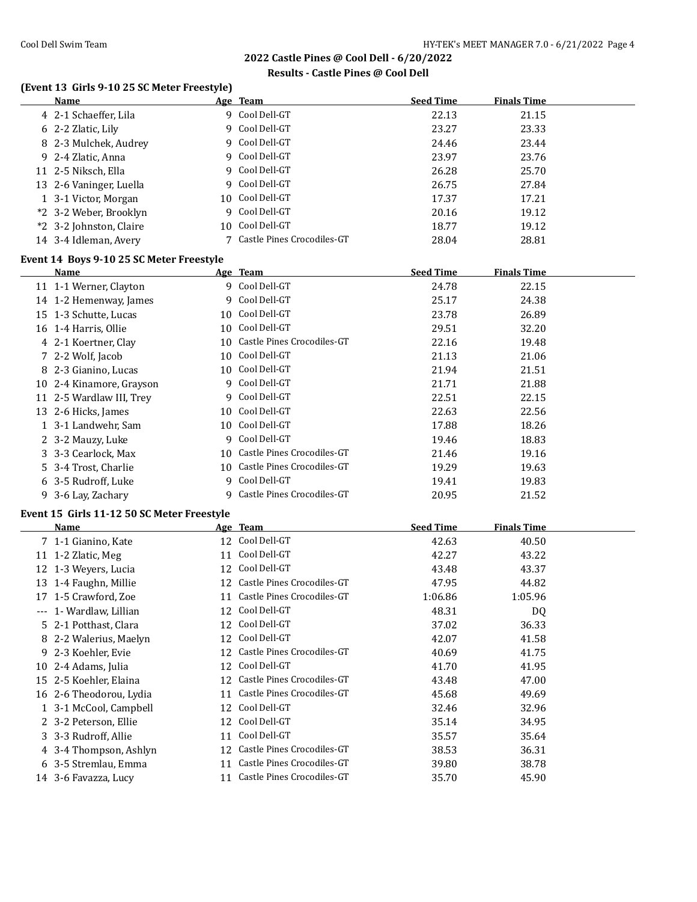## 2022 Castle Pines @ Cool Dell - 6/20/2022

### Results - Castle Pines @ Cool Dell

**(Event 13 Girls 9-10 25 SC Meter Freestyle)**

| | Name | Age | Team | Seed Time | Finals Time |
|---|---|---|---|---|---|
| 4 | 2-1 Schaeffer, Lila | 9 | Cool Dell-GT | 22.13 | 21.15 |
| 6 | 2-2 Zlatic, Lily | 9 | Cool Dell-GT | 23.27 | 23.33 |
| 8 | 2-3 Mulchek, Audrey | 9 | Cool Dell-GT | 24.46 | 23.44 |
| 9 | 2-4 Zlatic, Anna | 9 | Cool Dell-GT | 23.97 | 23.76 |
| 11 | 2-5 Niksch, Ella | 9 | Cool Dell-GT | 26.28 | 25.70 |
| 13 | 2-6 Vaninger, Luella | 9 | Cool Dell-GT | 26.75 | 27.84 |
| 1 | 3-1 Victor, Morgan | 10 | Cool Dell-GT | 17.37 | 17.21 |
| *2 | 3-2 Weber, Brooklyn | 9 | Cool Dell-GT | 20.16 | 19.12 |
| *2 | 3-2 Johnston, Claire | 10 | Cool Dell-GT | 18.77 | 19.12 |
| 14 | 3-4 Idleman, Avery | 7 | Castle Pines Crocodiles-GT | 28.04 | 28.81 |

**Event 14 Boys 9-10 25 SC Meter Freestyle**

| | Name | Age | Team | Seed Time | Finals Time |
|---|---|---|---|---|---|
| 11 | 1-1 Werner, Clayton | 9 | Cool Dell-GT | 24.78 | 22.15 |
| 14 | 1-2 Hemenway, James | 9 | Cool Dell-GT | 25.17 | 24.38 |
| 15 | 1-3 Schutte, Lucas | 10 | Cool Dell-GT | 23.78 | 26.89 |
| 16 | 1-4 Harris, Ollie | 10 | Cool Dell-GT | 29.51 | 32.20 |
| 4 | 2-1 Koertner, Clay | 10 | Castle Pines Crocodiles-GT | 22.16 | 19.48 |
| 7 | 2-2 Wolf, Jacob | 10 | Cool Dell-GT | 21.13 | 21.06 |
| 8 | 2-3 Gianino, Lucas | 10 | Cool Dell-GT | 21.94 | 21.51 |
| 10 | 2-4 Kinamore, Grayson | 9 | Cool Dell-GT | 21.71 | 21.88 |
| 11 | 2-5 Wardlaw III, Trey | 9 | Cool Dell-GT | 22.51 | 22.15 |
| 13 | 2-6 Hicks, James | 10 | Cool Dell-GT | 22.63 | 22.56 |
| 1 | 3-1 Landwehr, Sam | 10 | Cool Dell-GT | 17.88 | 18.26 |
| 2 | 3-2 Mauzy, Luke | 9 | Cool Dell-GT | 19.46 | 18.83 |
| 3 | 3-3 Cearlock, Max | 10 | Castle Pines Crocodiles-GT | 21.46 | 19.16 |
| 5 | 3-4 Trost, Charlie | 10 | Castle Pines Crocodiles-GT | 19.29 | 19.63 |
| 6 | 3-5 Rudroff, Luke | 9 | Cool Dell-GT | 19.41 | 19.83 |
| 9 | 3-6 Lay, Zachary | 9 | Castle Pines Crocodiles-GT | 20.95 | 21.52 |

**Event 15 Girls 11-12 50 SC Meter Freestyle**

| | Name | Age | Team | Seed Time | Finals Time |
|---|---|---|---|---|---|
| 7 | 1-1 Gianino, Kate | 12 | Cool Dell-GT | 42.63 | 40.50 |
| 11 | 1-2 Zlatic, Meg | 11 | Cool Dell-GT | 42.27 | 43.22 |
| 12 | 1-3 Weyers, Lucia | 12 | Cool Dell-GT | 43.48 | 43.37 |
| 13 | 1-4 Faughn, Millie | 12 | Castle Pines Crocodiles-GT | 47.95 | 44.82 |
| 17 | 1-5 Crawford, Zoe | 11 | Castle Pines Crocodiles-GT | 1:06.86 | 1:05.96 |
| --- | 1- Wardlaw, Lillian | 12 | Cool Dell-GT | 48.31 | DQ |
| 5 | 2-1 Potthast, Clara | 12 | Cool Dell-GT | 37.02 | 36.33 |
| 8 | 2-2 Walerius, Maelyn | 12 | Cool Dell-GT | 42.07 | 41.58 |
| 9 | 2-3 Koehler, Evie | 12 | Castle Pines Crocodiles-GT | 40.69 | 41.75 |
| 10 | 2-4 Adams, Julia | 12 | Cool Dell-GT | 41.70 | 41.95 |
| 15 | 2-5 Koehler, Elaina | 12 | Castle Pines Crocodiles-GT | 43.48 | 47.00 |
| 16 | 2-6 Theodorou, Lydia | 11 | Castle Pines Crocodiles-GT | 45.68 | 49.69 |
| 1 | 3-1 McCool, Campbell | 12 | Cool Dell-GT | 32.46 | 32.96 |
| 2 | 3-2 Peterson, Ellie | 12 | Cool Dell-GT | 35.14 | 34.95 |
| 3 | 3-3 Rudroff, Allie | 11 | Cool Dell-GT | 35.57 | 35.64 |
| 4 | 3-4 Thompson, Ashlyn | 12 | Castle Pines Crocodiles-GT | 38.53 | 36.31 |
| 6 | 3-5 Stremlau, Emma | 11 | Castle Pines Crocodiles-GT | 39.80 | 38.78 |
| 14 | 3-6 Favazza, Lucy | 11 | Castle Pines Crocodiles-GT | 35.70 | 45.90 |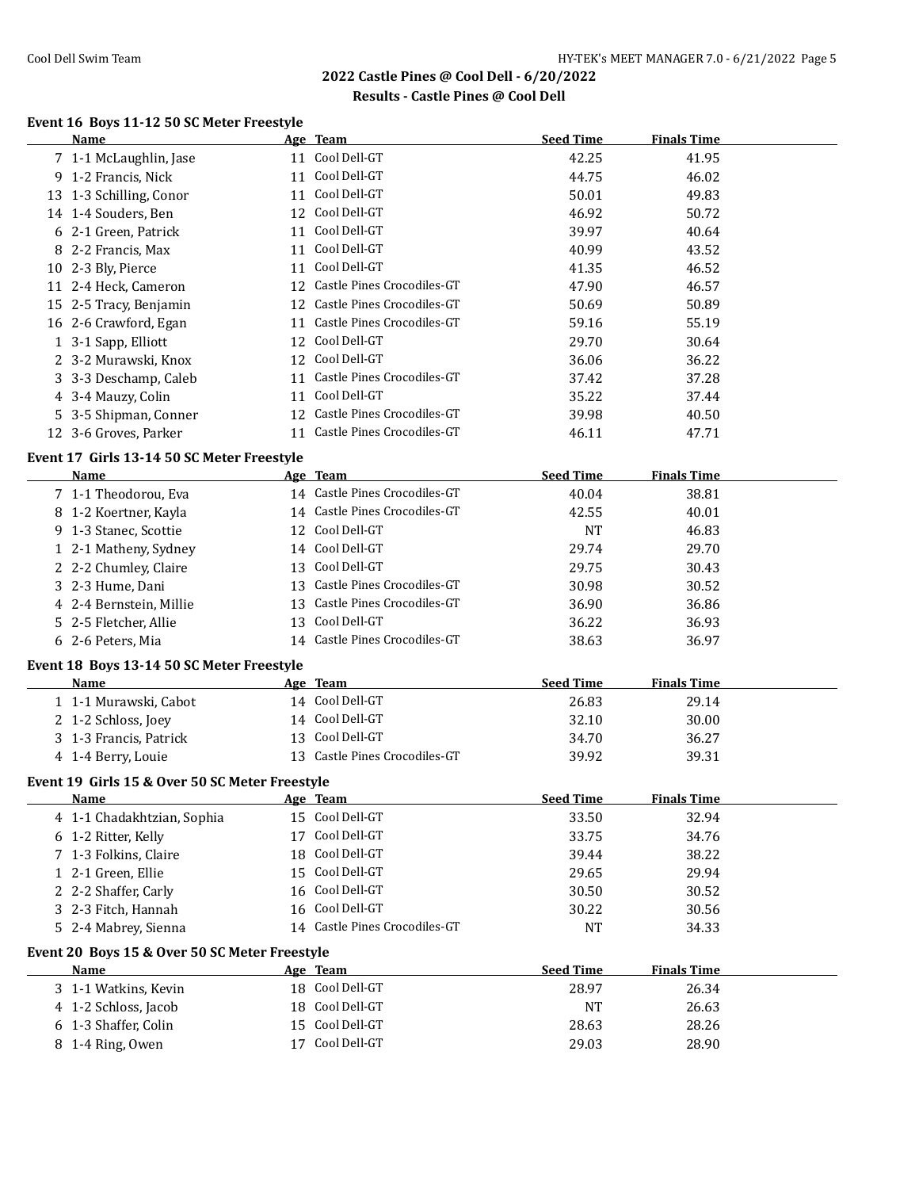## 2022 Castle Pines @ Cool Dell - 6/20/2022

### Results - Castle Pines @ Cool Dell

#### Event 16 Boys 11-12 50 SC Meter Freestyle

| | Name | Age | Team | Seed Time | Finals Time |
|---|---|---|---|---|---|
| 7 | 1-1 McLaughlin, Jase | 11 | Cool Dell-GT | 42.25 | 41.95 |
| 9 | 1-2 Francis, Nick | 11 | Cool Dell-GT | 44.75 | 46.02 |
| 13 | 1-3 Schilling, Conor | 11 | Cool Dell-GT | 50.01 | 49.83 |
| 14 | 1-4 Souders, Ben | 12 | Cool Dell-GT | 46.92 | 50.72 |
| 6 | 2-1 Green, Patrick | 11 | Cool Dell-GT | 39.97 | 40.64 |
| 8 | 2-2 Francis, Max | 11 | Cool Dell-GT | 40.99 | 43.52 |
| 10 | 2-3 Bly, Pierce | 11 | Cool Dell-GT | 41.35 | 46.52 |
| 11 | 2-4 Heck, Cameron | 12 | Castle Pines Crocodiles-GT | 47.90 | 46.57 |
| 15 | 2-5 Tracy, Benjamin | 12 | Castle Pines Crocodiles-GT | 50.69 | 50.89 |
| 16 | 2-6 Crawford, Egan | 11 | Castle Pines Crocodiles-GT | 59.16 | 55.19 |
| 1 | 3-1 Sapp, Elliott | 12 | Cool Dell-GT | 29.70 | 30.64 |
| 2 | 3-2 Murawski, Knox | 12 | Cool Dell-GT | 36.06 | 36.22 |
| 3 | 3-3 Deschamp, Caleb | 11 | Castle Pines Crocodiles-GT | 37.42 | 37.28 |
| 4 | 3-4 Mauzy, Colin | 11 | Cool Dell-GT | 35.22 | 37.44 |
| 5 | 3-5 Shipman, Conner | 12 | Castle Pines Crocodiles-GT | 39.98 | 40.50 |
| 12 | 3-6 Groves, Parker | 11 | Castle Pines Crocodiles-GT | 46.11 | 47.71 |

#### Event 17 Girls 13-14 50 SC Meter Freestyle

| | Name | Age | Team | Seed Time | Finals Time |
|---|---|---|---|---|---|
| 7 | 1-1 Theodorou, Eva | 14 | Castle Pines Crocodiles-GT | 40.04 | 38.81 |
| 8 | 1-2 Koertner, Kayla | 14 | Castle Pines Crocodiles-GT | 42.55 | 40.01 |
| 9 | 1-3 Stanec, Scottie | 12 | Cool Dell-GT | NT | 46.83 |
| 1 | 2-1 Matheny, Sydney | 14 | Cool Dell-GT | 29.74 | 29.70 |
| 2 | 2-2 Chumley, Claire | 13 | Cool Dell-GT | 29.75 | 30.43 |
| 3 | 2-3 Hume, Dani | 13 | Castle Pines Crocodiles-GT | 30.98 | 30.52 |
| 4 | 2-4 Bernstein, Millie | 13 | Castle Pines Crocodiles-GT | 36.90 | 36.86 |
| 5 | 2-5 Fletcher, Allie | 13 | Cool Dell-GT | 36.22 | 36.93 |
| 6 | 2-6 Peters, Mia | 14 | Castle Pines Crocodiles-GT | 38.63 | 36.97 |

#### Event 18 Boys 13-14 50 SC Meter Freestyle

| | Name | Age | Team | Seed Time | Finals Time |
|---|---|---|---|---|---|
| 1 | 1-1 Murawski, Cabot | 14 | Cool Dell-GT | 26.83 | 29.14 |
| 2 | 1-2 Schloss, Joey | 14 | Cool Dell-GT | 32.10 | 30.00 |
| 3 | 1-3 Francis, Patrick | 13 | Cool Dell-GT | 34.70 | 36.27 |
| 4 | 1-4 Berry, Louie | 13 | Castle Pines Crocodiles-GT | 39.92 | 39.31 |

#### Event 19 Girls 15 & Over 50 SC Meter Freestyle

| | Name | Age | Team | Seed Time | Finals Time |
|---|---|---|---|---|---|
| 4 | 1-1 Chadakhtzian, Sophia | 15 | Cool Dell-GT | 33.50 | 32.94 |
| 6 | 1-2 Ritter, Kelly | 17 | Cool Dell-GT | 33.75 | 34.76 |
| 7 | 1-3 Folkins, Claire | 18 | Cool Dell-GT | 39.44 | 38.22 |
| 1 | 2-1 Green, Ellie | 15 | Cool Dell-GT | 29.65 | 29.94 |
| 2 | 2-2 Shaffer, Carly | 16 | Cool Dell-GT | 30.50 | 30.52 |
| 3 | 2-3 Fitch, Hannah | 16 | Cool Dell-GT | 30.22 | 30.56 |
| 5 | 2-4 Mabrey, Sienna | 14 | Castle Pines Crocodiles-GT | NT | 34.33 |

#### Event 20 Boys 15 & Over 50 SC Meter Freestyle

| | Name | Age | Team | Seed Time | Finals Time |
|---|---|---|---|---|---|
| 3 | 1-1 Watkins, Kevin | 18 | Cool Dell-GT | 28.97 | 26.34 |
| 4 | 1-2 Schloss, Jacob | 18 | Cool Dell-GT | NT | 26.63 |
| 6 | 1-3 Shaffer, Colin | 15 | Cool Dell-GT | 28.63 | 28.26 |
| 8 | 1-4 Ring, Owen | 17 | Cool Dell-GT | 29.03 | 28.90 |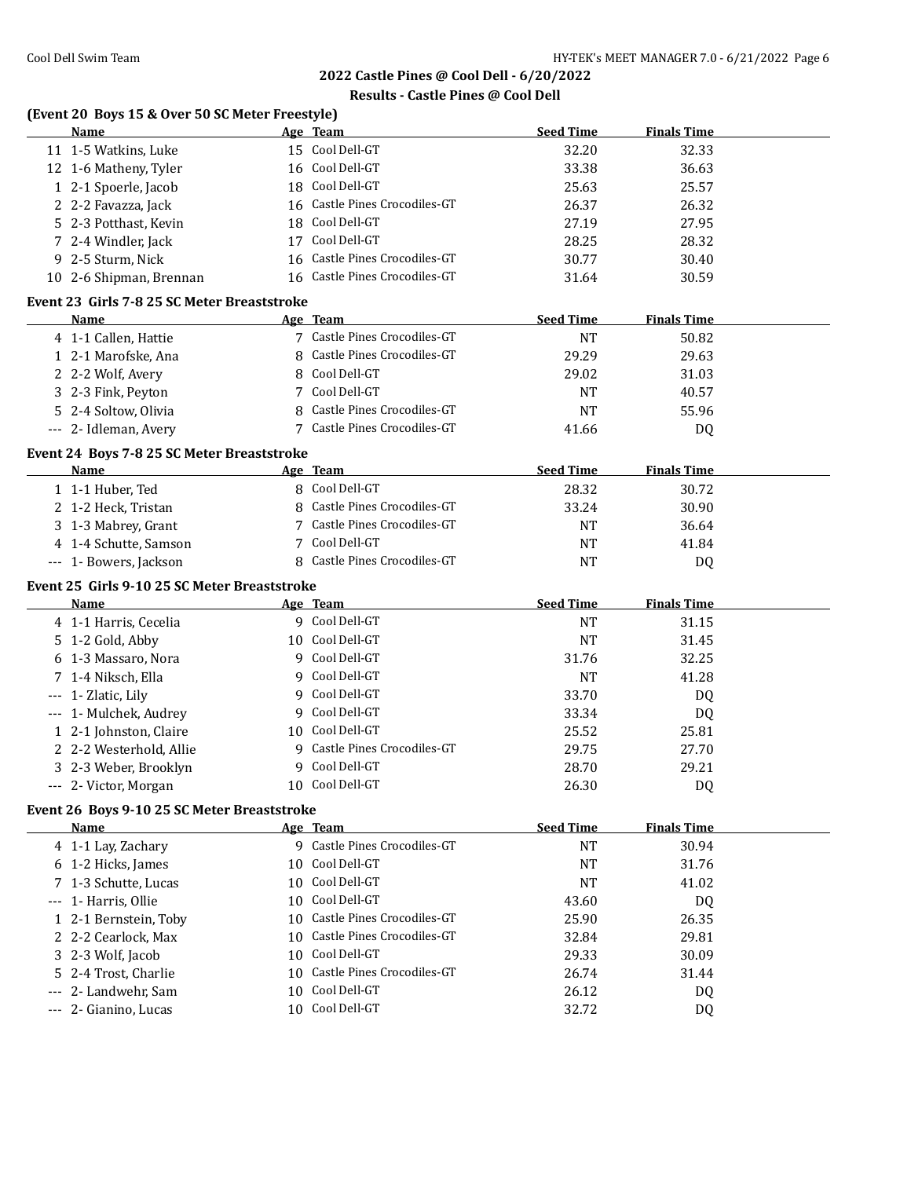## 2022 Castle Pines @ Cool Dell - 6/20/2022

### Results - Castle Pines @ Cool Dell

**(Event 20 Boys 15 & Over 50 SC Meter Freestyle)**

| | Name | Age | Team | Seed Time | Finals Time |
|---|---|---|---|---|---|
| 11 | 1-5 Watkins, Luke | 15 | Cool Dell-GT | 32.20 | 32.33 |
| 12 | 1-6 Matheny, Tyler | 16 | Cool Dell-GT | 33.38 | 36.63 |
| 1 | 2-1 Spoerle, Jacob | 18 | Cool Dell-GT | 25.63 | 25.57 |
| 2 | 2-2 Favazza, Jack | 16 | Castle Pines Crocodiles-GT | 26.37 | 26.32 |
| 5 | 2-3 Potthast, Kevin | 18 | Cool Dell-GT | 27.19 | 27.95 |
| 7 | 2-4 Windler, Jack | 17 | Cool Dell-GT | 28.25 | 28.32 |
| 9 | 2-5 Sturm, Nick | 16 | Castle Pines Crocodiles-GT | 30.77 | 30.40 |
| 10 | 2-6 Shipman, Brennan | 16 | Castle Pines Crocodiles-GT | 31.64 | 30.59 |

**Event 23 Girls 7-8 25 SC Meter Breaststroke**

| | Name | Age | Team | Seed Time | Finals Time |
|---|---|---|---|---|---|
| 4 | 1-1 Callen, Hattie | 7 | Castle Pines Crocodiles-GT | NT | 50.82 |
| 1 | 2-1 Marofske, Ana | 8 | Castle Pines Crocodiles-GT | 29.29 | 29.63 |
| 2 | 2-2 Wolf, Avery | 8 | Cool Dell-GT | 29.02 | 31.03 |
| 3 | 2-3 Fink, Peyton | 7 | Cool Dell-GT | NT | 40.57 |
| 5 | 2-4 Soltow, Olivia | 8 | Castle Pines Crocodiles-GT | NT | 55.96 |
| --- | 2- Idleman, Avery | 7 | Castle Pines Crocodiles-GT | 41.66 | DQ |

**Event 24 Boys 7-8 25 SC Meter Breaststroke**

| | Name | Age | Team | Seed Time | Finals Time |
|---|---|---|---|---|---|
| 1 | 1-1 Huber, Ted | 8 | Cool Dell-GT | 28.32 | 30.72 |
| 2 | 1-2 Heck, Tristan | 8 | Castle Pines Crocodiles-GT | 33.24 | 30.90 |
| 3 | 1-3 Mabrey, Grant | 7 | Castle Pines Crocodiles-GT | NT | 36.64 |
| 4 | 1-4 Schutte, Samson | 7 | Cool Dell-GT | NT | 41.84 |
| --- | 1- Bowers, Jackson | 8 | Castle Pines Crocodiles-GT | NT | DQ |

**Event 25 Girls 9-10 25 SC Meter Breaststroke**

| | Name | Age | Team | Seed Time | Finals Time |
|---|---|---|---|---|---|
| 4 | 1-1 Harris, Cecelia | 9 | Cool Dell-GT | NT | 31.15 |
| 5 | 1-2 Gold, Abby | 10 | Cool Dell-GT | NT | 31.45 |
| 6 | 1-3 Massaro, Nora | 9 | Cool Dell-GT | 31.76 | 32.25 |
| 7 | 1-4 Niksch, Ella | 9 | Cool Dell-GT | NT | 41.28 |
| --- | 1- Zlatic, Lily | 9 | Cool Dell-GT | 33.70 | DQ |
| --- | 1- Mulchek, Audrey | 9 | Cool Dell-GT | 33.34 | DQ |
| 1 | 2-1 Johnston, Claire | 10 | Cool Dell-GT | 25.52 | 25.81 |
| 2 | 2-2 Westerhold, Allie | 9 | Castle Pines Crocodiles-GT | 29.75 | 27.70 |
| 3 | 2-3 Weber, Brooklyn | 9 | Cool Dell-GT | 28.70 | 29.21 |
| --- | 2- Victor, Morgan | 10 | Cool Dell-GT | 26.30 | DQ |

**Event 26 Boys 9-10 25 SC Meter Breaststroke**

| | Name | Age | Team | Seed Time | Finals Time |
|---|---|---|---|---|---|
| 4 | 1-1 Lay, Zachary | 9 | Castle Pines Crocodiles-GT | NT | 30.94 |
| 6 | 1-2 Hicks, James | 10 | Cool Dell-GT | NT | 31.76 |
| 7 | 1-3 Schutte, Lucas | 10 | Cool Dell-GT | NT | 41.02 |
| --- | 1- Harris, Ollie | 10 | Cool Dell-GT | 43.60 | DQ |
| 1 | 2-1 Bernstein, Toby | 10 | Castle Pines Crocodiles-GT | 25.90 | 26.35 |
| 2 | 2-2 Cearlock, Max | 10 | Castle Pines Crocodiles-GT | 32.84 | 29.81 |
| 3 | 2-3 Wolf, Jacob | 10 | Cool Dell-GT | 29.33 | 30.09 |
| 5 | 2-4 Trost, Charlie | 10 | Castle Pines Crocodiles-GT | 26.74 | 31.44 |
| --- | 2- Landwehr, Sam | 10 | Cool Dell-GT | 26.12 | DQ |
| --- | 2- Gianino, Lucas | 10 | Cool Dell-GT | 32.72 | DQ |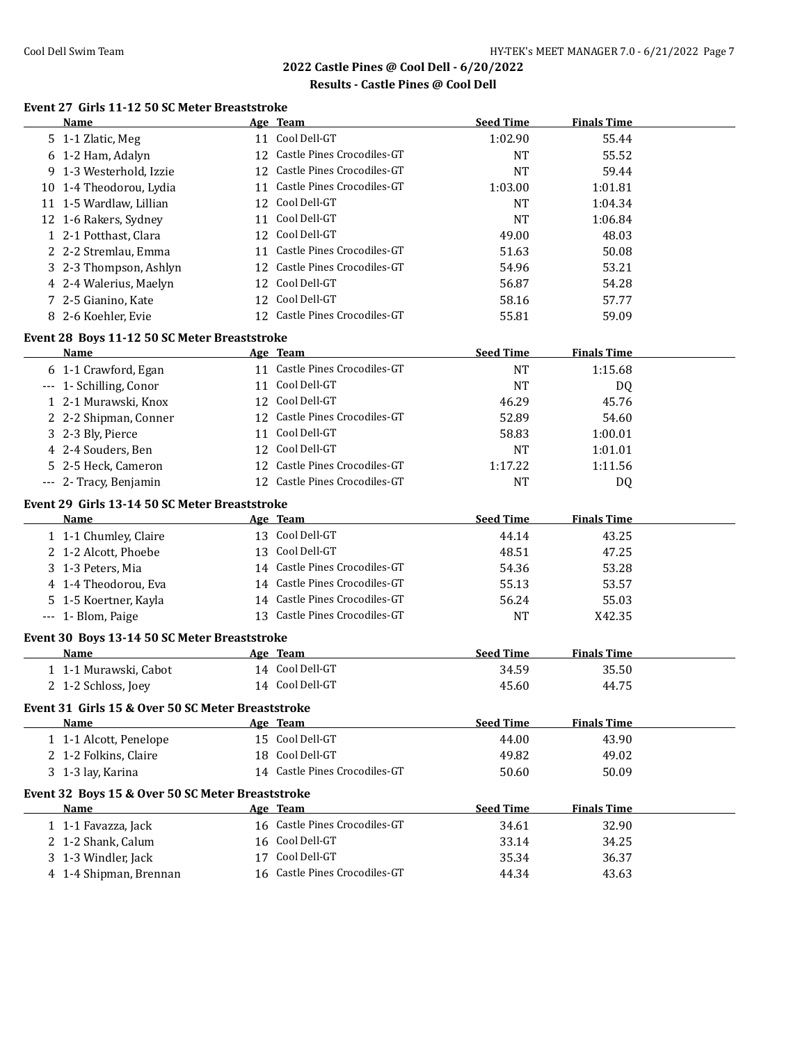# 2022 Castle Pines @ Cool Dell - 6/20/2022

## Results - Castle Pines @ Cool Dell

### Event 27 Girls 11-12 50 SC Meter Breaststroke

| | Name | Age | Team | Seed Time | Finals Time |
|---|---|---|---|---|---|
| 5 | 1-1 Zlatic, Meg | 11 | Cool Dell-GT | 1:02.90 | 55.44 |
| 6 | 1-2 Ham, Adalyn | 12 | Castle Pines Crocodiles-GT | NT | 55.52 |
| 9 | 1-3 Westerhold, Izzie | 12 | Castle Pines Crocodiles-GT | NT | 59.44 |
| 10 | 1-4 Theodorou, Lydia | 11 | Castle Pines Crocodiles-GT | 1:03.00 | 1:01.81 |
| 11 | 1-5 Wardlaw, Lillian | 12 | Cool Dell-GT | NT | 1:04.34 |
| 12 | 1-6 Rakers, Sydney | 11 | Cool Dell-GT | NT | 1:06.84 |
| 1 | 2-1 Potthast, Clara | 12 | Cool Dell-GT | 49.00 | 48.03 |
| 2 | 2-2 Stremlau, Emma | 11 | Castle Pines Crocodiles-GT | 51.63 | 50.08 |
| 3 | 2-3 Thompson, Ashlyn | 12 | Castle Pines Crocodiles-GT | 54.96 | 53.21 |
| 4 | 2-4 Walerius, Maelyn | 12 | Cool Dell-GT | 56.87 | 54.28 |
| 7 | 2-5 Gianino, Kate | 12 | Cool Dell-GT | 58.16 | 57.77 |
| 8 | 2-6 Koehler, Evie | 12 | Castle Pines Crocodiles-GT | 55.81 | 59.09 |

### Event 28 Boys 11-12 50 SC Meter Breaststroke

| | Name | Age | Team | Seed Time | Finals Time |
|---|---|---|---|---|---|
| 6 | 1-1 Crawford, Egan | 11 | Castle Pines Crocodiles-GT | NT | 1:15.68 |
| --- | 1- Schilling, Conor | 11 | Cool Dell-GT | NT | DQ |
| 1 | 2-1 Murawski, Knox | 12 | Cool Dell-GT | 46.29 | 45.76 |
| 2 | 2-2 Shipman, Conner | 12 | Castle Pines Crocodiles-GT | 52.89 | 54.60 |
| 3 | 2-3 Bly, Pierce | 11 | Cool Dell-GT | 58.83 | 1:00.01 |
| 4 | 2-4 Souders, Ben | 12 | Cool Dell-GT | NT | 1:01.01 |
| 5 | 2-5 Heck, Cameron | 12 | Castle Pines Crocodiles-GT | 1:17.22 | 1:11.56 |
| --- | 2- Tracy, Benjamin | 12 | Castle Pines Crocodiles-GT | NT | DQ |

### Event 29 Girls 13-14 50 SC Meter Breaststroke

| | Name | Age | Team | Seed Time | Finals Time |
|---|---|---|---|---|---|
| 1 | 1-1 Chumley, Claire | 13 | Cool Dell-GT | 44.14 | 43.25 |
| 2 | 1-2 Alcott, Phoebe | 13 | Cool Dell-GT | 48.51 | 47.25 |
| 3 | 1-3 Peters, Mia | 14 | Castle Pines Crocodiles-GT | 54.36 | 53.28 |
| 4 | 1-4 Theodorou, Eva | 14 | Castle Pines Crocodiles-GT | 55.13 | 53.57 |
| 5 | 1-5 Koertner, Kayla | 14 | Castle Pines Crocodiles-GT | 56.24 | 55.03 |
| --- | 1- Blom, Paige | 13 | Castle Pines Crocodiles-GT | NT | X42.35 |

### Event 30 Boys 13-14 50 SC Meter Breaststroke

| | Name | Age | Team | Seed Time | Finals Time |
|---|---|---|---|---|---|
| 1 | 1-1 Murawski, Cabot | 14 | Cool Dell-GT | 34.59 | 35.50 |
| 2 | 1-2 Schloss, Joey | 14 | Cool Dell-GT | 45.60 | 44.75 |

### Event 31 Girls 15 & Over 50 SC Meter Breaststroke

| | Name | Age | Team | Seed Time | Finals Time |
|---|---|---|---|---|---|
| 1 | 1-1 Alcott, Penelope | 15 | Cool Dell-GT | 44.00 | 43.90 |
| 2 | 1-2 Folkins, Claire | 18 | Cool Dell-GT | 49.82 | 49.02 |
| 3 | 1-3 lay, Karina | 14 | Castle Pines Crocodiles-GT | 50.60 | 50.09 |

### Event 32 Boys 15 & Over 50 SC Meter Breaststroke

| | Name | Age | Team | Seed Time | Finals Time |
|---|---|---|---|---|---|
| 1 | 1-1 Favazza, Jack | 16 | Castle Pines Crocodiles-GT | 34.61 | 32.90 |
| 2 | 1-2 Shank, Calum | 16 | Cool Dell-GT | 33.14 | 34.25 |
| 3 | 1-3 Windler, Jack | 17 | Cool Dell-GT | 35.34 | 36.37 |
| 4 | 1-4 Shipman, Brennan | 16 | Castle Pines Crocodiles-GT | 44.34 | 43.63 |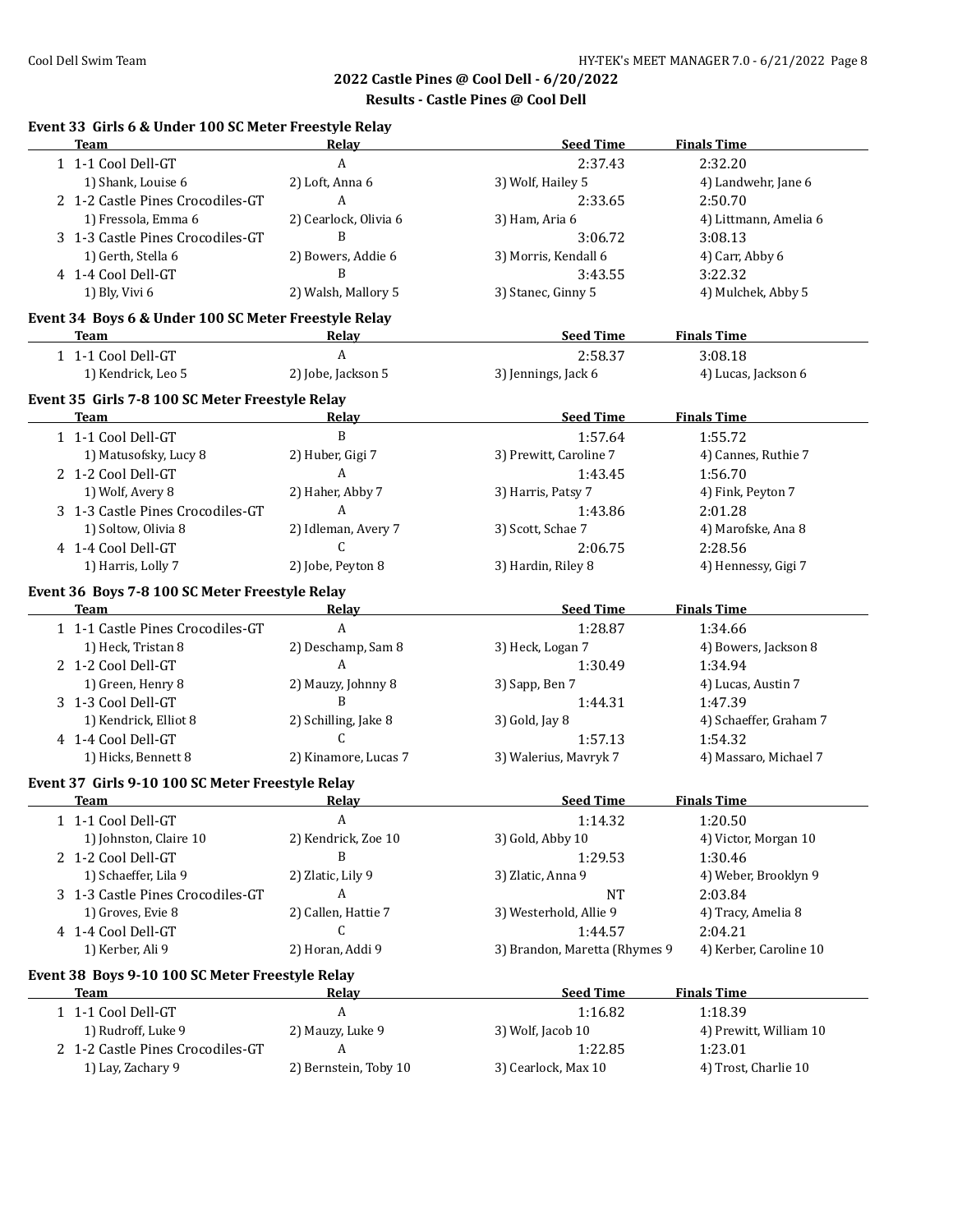## 2022 Castle Pines @ Cool Dell - 6/20/2022

### Results - Castle Pines @ Cool Dell

#### Event 33 Girls 6 & Under 100 SC Meter Freestyle Relay

| | Team | Relay | Seed Time | Finals Time |
|---|---|---|---|---|
| 1 | 1-1 Cool Dell-GT | A | 2:37.43 | 2:32.20 |
| | 1) Shank, Louise 6 | 2) Loft, Anna 6 | 3) Wolf, Hailey 5 | 4) Landwehr, Jane 6 |
| 2 | 1-2 Castle Pines Crocodiles-GT | A | 2:33.65 | 2:50.70 |
| | 1) Fressola, Emma 6 | 2) Cearlock, Olivia 6 | 3) Ham, Aria 6 | 4) Littmann, Amelia 6 |
| 3 | 1-3 Castle Pines Crocodiles-GT | B | 3:06.72 | 3:08.13 |
| | 1) Gerth, Stella 6 | 2) Bowers, Addie 6 | 3) Morris, Kendall 6 | 4) Carr, Abby 6 |
| 4 | 1-4 Cool Dell-GT | B | 3:43.55 | 3:22.32 |
| | 1) Bly, Vivi 6 | 2) Walsh, Mallory 5 | 3) Stanec, Ginny 5 | 4) Mulchek, Abby 5 |

#### Event 34 Boys 6 & Under 100 SC Meter Freestyle Relay

| | Team | Relay | Seed Time | Finals Time |
|---|---|---|---|---|
| 1 | 1-1 Cool Dell-GT | A | 2:58.37 | 3:08.18 |
| | 1) Kendrick, Leo 5 | 2) Jobe, Jackson 5 | 3) Jennings, Jack 6 | 4) Lucas, Jackson 6 |

#### Event 35 Girls 7-8 100 SC Meter Freestyle Relay

| | Team | Relay | Seed Time | Finals Time |
|---|---|---|---|---|
| 1 | 1-1 Cool Dell-GT | B | 1:57.64 | 1:55.72 |
| | 1) Matusofsky, Lucy 8 | 2) Huber, Gigi 7 | 3) Prewitt, Caroline 7 | 4) Cannes, Ruthie 7 |
| 2 | 1-2 Cool Dell-GT | A | 1:43.45 | 1:56.70 |
| | 1) Wolf, Avery 8 | 2) Haher, Abby 7 | 3) Harris, Patsy 7 | 4) Fink, Peyton 7 |
| 3 | 1-3 Castle Pines Crocodiles-GT | A | 1:43.86 | 2:01.28 |
| | 1) Soltow, Olivia 8 | 2) Idleman, Avery 7 | 3) Scott, Schae 7 | 4) Marofske, Ana 8 |
| 4 | 1-4 Cool Dell-GT | C | 2:06.75 | 2:28.56 |
| | 1) Harris, Lolly 7 | 2) Jobe, Peyton 8 | 3) Hardin, Riley 8 | 4) Hennessy, Gigi 7 |

#### Event 36 Boys 7-8 100 SC Meter Freestyle Relay

| | Team | Relay | Seed Time | Finals Time |
|---|---|---|---|---|
| 1 | 1-1 Castle Pines Crocodiles-GT | A | 1:28.87 | 1:34.66 |
| | 1) Heck, Tristan 8 | 2) Deschamp, Sam 8 | 3) Heck, Logan 7 | 4) Bowers, Jackson 8 |
| 2 | 1-2 Cool Dell-GT | A | 1:30.49 | 1:34.94 |
| | 1) Green, Henry 8 | 2) Mauzy, Johnny 8 | 3) Sapp, Ben 7 | 4) Lucas, Austin 7 |
| 3 | 1-3 Cool Dell-GT | B | 1:44.31 | 1:47.39 |
| | 1) Kendrick, Elliot 8 | 2) Schilling, Jake 8 | 3) Gold, Jay 8 | 4) Schaeffer, Graham 7 |
| 4 | 1-4 Cool Dell-GT | C | 1:57.13 | 1:54.32 |
| | 1) Hicks, Bennett 8 | 2) Kinamore, Lucas 7 | 3) Walerius, Mavryk 7 | 4) Massaro, Michael 7 |

#### Event 37 Girls 9-10 100 SC Meter Freestyle Relay

| | Team | Relay | Seed Time | Finals Time |
|---|---|---|---|---|
| 1 | 1-1 Cool Dell-GT | A | 1:14.32 | 1:20.50 |
| | 1) Johnston, Claire 10 | 2) Kendrick, Zoe 10 | 3) Gold, Abby 10 | 4) Victor, Morgan 10 |
| 2 | 1-2 Cool Dell-GT | B | 1:29.53 | 1:30.46 |
| | 1) Schaeffer, Lila 9 | 2) Zlatic, Lily 9 | 3) Zlatic, Anna 9 | 4) Weber, Brooklyn 9 |
| 3 | 1-3 Castle Pines Crocodiles-GT | A | NT | 2:03.84 |
| | 1) Groves, Evie 8 | 2) Callen, Hattie 7 | 3) Westerhold, Allie 9 | 4) Tracy, Amelia 8 |
| 4 | 1-4 Cool Dell-GT | C | 1:44.57 | 2:04.21 |
| | 1) Kerber, Ali 9 | 2) Horan, Addi 9 | 3) Brandon, Maretta (Rhymes 9 | 4) Kerber, Caroline 10 |

#### Event 38 Boys 9-10 100 SC Meter Freestyle Relay

| | Team | Relay | Seed Time | Finals Time |
|---|---|---|---|---|
| 1 | 1-1 Cool Dell-GT | A | 1:16.82 | 1:18.39 |
| | 1) Rudroff, Luke 9 | 2) Mauzy, Luke 9 | 3) Wolf, Jacob 10 | 4) Prewitt, William 10 |
| 2 | 1-2 Castle Pines Crocodiles-GT | A | 1:22.85 | 1:23.01 |
| | 1) Lay, Zachary 9 | 2) Bernstein, Toby 10 | 3) Cearlock, Max 10 | 4) Trost, Charlie 10 |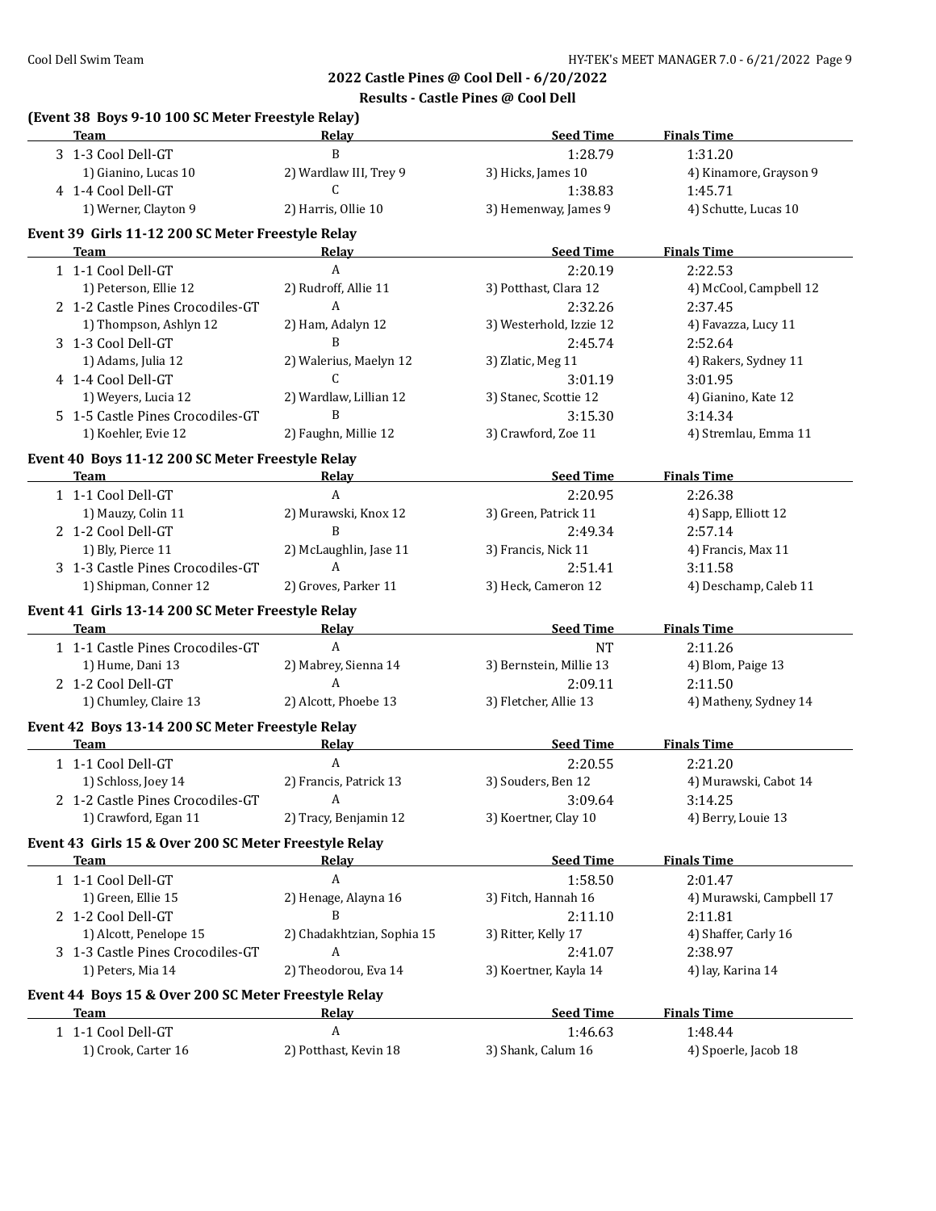## 2022 Castle Pines @ Cool Dell - 6/20/2022

### Results - Castle Pines @ Cool Dell

**(Event 38 Boys 9-10 100 SC Meter Freestyle Relay)**

| | Team | Relay | Seed Time | Finals Time |
|---|---|---|---|---|
| 3 | 1-3 Cool Dell-GT | B | 1:28.79 | 1:31.20 |
| | 1) Gianino, Lucas 10 | 2) Wardlaw III, Trey 9 | 3) Hicks, James 10 | 4) Kinamore, Grayson 9 |
| 4 | 1-4 Cool Dell-GT | C | 1:38.83 | 1:45.71 |
| | 1) Werner, Clayton 9 | 2) Harris, Ollie 10 | 3) Hemenway, James 9 | 4) Schutte, Lucas 10 |

**Event 39 Girls 11-12 200 SC Meter Freestyle Relay**

| | Team | Relay | Seed Time | Finals Time |
|---|---|---|---|---|
| 1 | 1-1 Cool Dell-GT | A | 2:20.19 | 2:22.53 |
| | 1) Peterson, Ellie 12 | 2) Rudroff, Allie 11 | 3) Potthast, Clara 12 | 4) McCool, Campbell 12 |
| 2 | 1-2 Castle Pines Crocodiles-GT | A | 2:32.26 | 2:37.45 |
| | 1) Thompson, Ashlyn 12 | 2) Ham, Adalyn 12 | 3) Westerhold, Izzie 12 | 4) Favazza, Lucy 11 |
| 3 | 1-3 Cool Dell-GT | B | 2:45.74 | 2:52.64 |
| | 1) Adams, Julia 12 | 2) Walerius, Maelyn 12 | 3) Zlatic, Meg 11 | 4) Rakers, Sydney 11 |
| 4 | 1-4 Cool Dell-GT | C | 3:01.19 | 3:01.95 |
| | 1) Weyers, Lucia 12 | 2) Wardlaw, Lillian 12 | 3) Stanec, Scottie 12 | 4) Gianino, Kate 12 |
| 5 | 1-5 Castle Pines Crocodiles-GT | B | 3:15.30 | 3:14.34 |
| | 1) Koehler, Evie 12 | 2) Faughn, Millie 12 | 3) Crawford, Zoe 11 | 4) Stremlau, Emma 11 |

**Event 40 Boys 11-12 200 SC Meter Freestyle Relay**

| | Team | Relay | Seed Time | Finals Time |
|---|---|---|---|---|
| 1 | 1-1 Cool Dell-GT | A | 2:20.95 | 2:26.38 |
| | 1) Mauzy, Colin 11 | 2) Murawski, Knox 12 | 3) Green, Patrick 11 | 4) Sapp, Elliott 12 |
| 2 | 1-2 Cool Dell-GT | B | 2:49.34 | 2:57.14 |
| | 1) Bly, Pierce 11 | 2) McLaughlin, Jase 11 | 3) Francis, Nick 11 | 4) Francis, Max 11 |
| 3 | 1-3 Castle Pines Crocodiles-GT | A | 2:51.41 | 3:11.58 |
| | 1) Shipman, Conner 12 | 2) Groves, Parker 11 | 3) Heck, Cameron 12 | 4) Deschamp, Caleb 11 |

**Event 41 Girls 13-14 200 SC Meter Freestyle Relay**

| | Team | Relay | Seed Time | Finals Time |
|---|---|---|---|---|
| 1 | 1-1 Castle Pines Crocodiles-GT | A | NT | 2:11.26 |
| | 1) Hume, Dani 13 | 2) Mabrey, Sienna 14 | 3) Bernstein, Millie 13 | 4) Blom, Paige 13 |
| 2 | 1-2 Cool Dell-GT | A | 2:09.11 | 2:11.50 |
| | 1) Chumley, Claire 13 | 2) Alcott, Phoebe 13 | 3) Fletcher, Allie 13 | 4) Matheny, Sydney 14 |

**Event 42 Boys 13-14 200 SC Meter Freestyle Relay**

| | Team | Relay | Seed Time | Finals Time |
|---|---|---|---|---|
| 1 | 1-1 Cool Dell-GT | A | 2:20.55 | 2:21.20 |
| | 1) Schloss, Joey 14 | 2) Francis, Patrick 13 | 3) Souders, Ben 12 | 4) Murawski, Cabot 14 |
| 2 | 1-2 Castle Pines Crocodiles-GT | A | 3:09.64 | 3:14.25 |
| | 1) Crawford, Egan 11 | 2) Tracy, Benjamin 12 | 3) Koertner, Clay 10 | 4) Berry, Louie 13 |

**Event 43 Girls 15 & Over 200 SC Meter Freestyle Relay**

| | Team | Relay | Seed Time | Finals Time |
|---|---|---|---|---|
| 1 | 1-1 Cool Dell-GT | A | 1:58.50 | 2:01.47 |
| | 1) Green, Ellie 15 | 2) Henage, Alayna 16 | 3) Fitch, Hannah 16 | 4) Murawski, Campbell 17 |
| 2 | 1-2 Cool Dell-GT | B | 2:11.10 | 2:11.81 |
| | 1) Alcott, Penelope 15 | 2) Chadakhtzian, Sophia 15 | 3) Ritter, Kelly 17 | 4) Shaffer, Carly 16 |
| 3 | 1-3 Castle Pines Crocodiles-GT | A | 2:41.07 | 2:38.97 |
| | 1) Peters, Mia 14 | 2) Theodorou, Eva 14 | 3) Koertner, Kayla 14 | 4) lay, Karina 14 |

**Event 44 Boys 15 & Over 200 SC Meter Freestyle Relay**

| | Team | Relay | Seed Time | Finals Time |
|---|---|---|---|---|
| 1 | 1-1 Cool Dell-GT | A | 1:46.63 | 1:48.44 |
| | 1) Crook, Carter 16 | 2) Potthast, Kevin 18 | 3) Shank, Calum 16 | 4) Spoerle, Jacob 18 |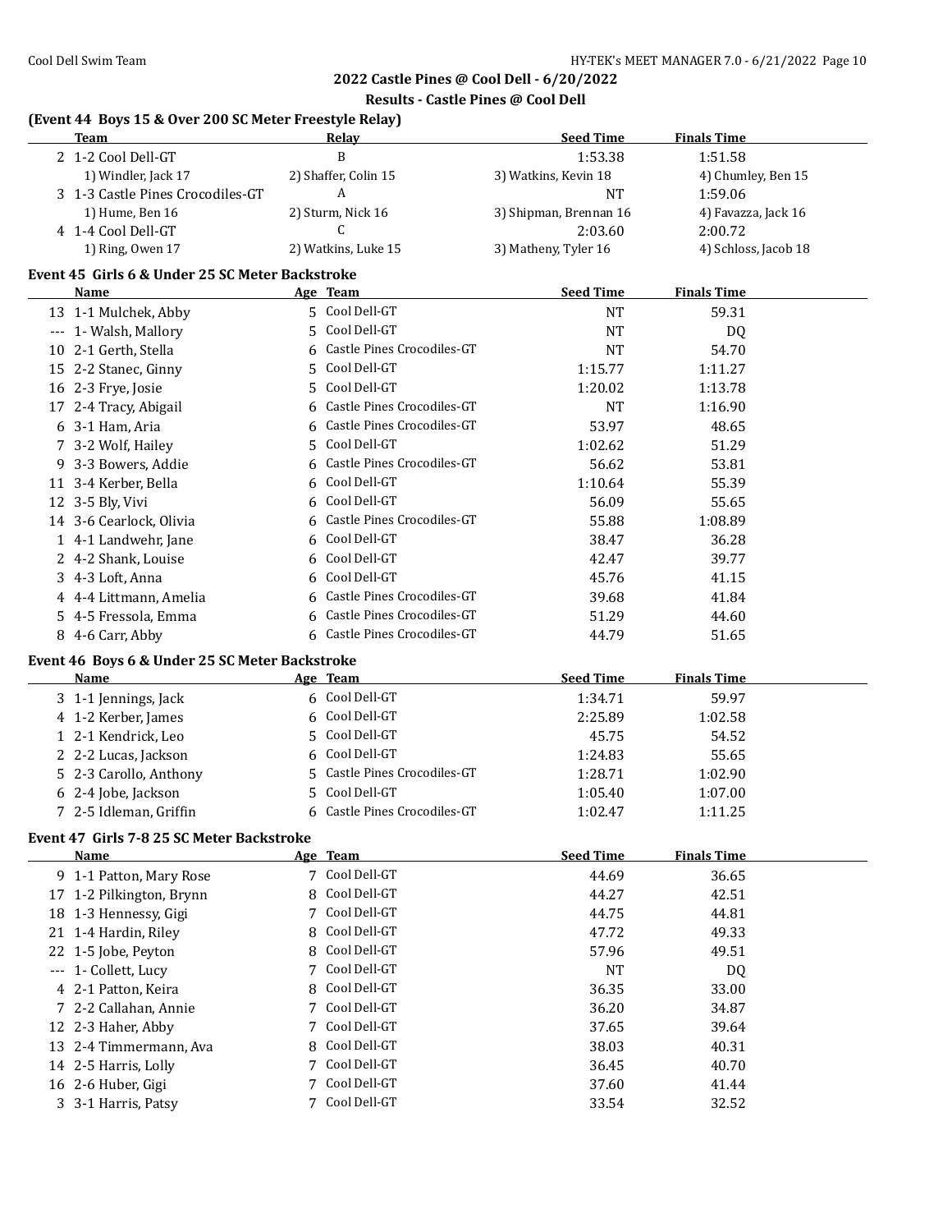## 2022 Castle Pines @ Cool Dell - 6/20/2022

### Results - Castle Pines @ Cool Dell

### (Event 44 Boys 15 & Over 200 SC Meter Freestyle Relay)

| | Team | Relay | Seed Time | Finals Time |
|---|---|---|---|---|
| 2 | 1-2 Cool Dell-GT | B | 1:53.38 | 1:51.58 |
| | 1) Windler, Jack 17 | 2) Shaffer, Colin 15 | 3) Watkins, Kevin 18 | 4) Chumley, Ben 15 |
| 3 | 1-3 Castle Pines Crocodiles-GT | A | NT | 1:59.06 |
| | 1) Hume, Ben 16 | 2) Sturm, Nick 16 | 3) Shipman, Brennan 16 | 4) Favazza, Jack 16 |
| 4 | 1-4 Cool Dell-GT | C | 2:03.60 | 2:00.72 |
| | 1) Ring, Owen 17 | 2) Watkins, Luke 15 | 3) Matheny, Tyler 16 | 4) Schloss, Jacob 18 |

### Event 45 Girls 6 & Under 25 SC Meter Backstroke

| | Name | Age | Team | Seed Time | Finals Time |
|---|---|---|---|---|---|
| 13 | 1-1 Mulchek, Abby | 5 | Cool Dell-GT | NT | 59.31 |
| --- | 1- Walsh, Mallory | 5 | Cool Dell-GT | NT | DQ |
| 10 | 2-1 Gerth, Stella | 6 | Castle Pines Crocodiles-GT | NT | 54.70 |
| 15 | 2-2 Stanec, Ginny | 5 | Cool Dell-GT | 1:15.77 | 1:11.27 |
| 16 | 2-3 Frye, Josie | 5 | Cool Dell-GT | 1:20.02 | 1:13.78 |
| 17 | 2-4 Tracy, Abigail | 6 | Castle Pines Crocodiles-GT | NT | 1:16.90 |
| 6 | 3-1 Ham, Aria | 6 | Castle Pines Crocodiles-GT | 53.97 | 48.65 |
| 7 | 3-2 Wolf, Hailey | 5 | Cool Dell-GT | 1:02.62 | 51.29 |
| 9 | 3-3 Bowers, Addie | 6 | Castle Pines Crocodiles-GT | 56.62 | 53.81 |
| 11 | 3-4 Kerber, Bella | 6 | Cool Dell-GT | 1:10.64 | 55.39 |
| 12 | 3-5 Bly, Vivi | 6 | Cool Dell-GT | 56.09 | 55.65 |
| 14 | 3-6 Cearlock, Olivia | 6 | Castle Pines Crocodiles-GT | 55.88 | 1:08.89 |
| 1 | 4-1 Landwehr, Jane | 6 | Cool Dell-GT | 38.47 | 36.28 |
| 2 | 4-2 Shank, Louise | 6 | Cool Dell-GT | 42.47 | 39.77 |
| 3 | 4-3 Loft, Anna | 6 | Cool Dell-GT | 45.76 | 41.15 |
| 4 | 4-4 Littmann, Amelia | 6 | Castle Pines Crocodiles-GT | 39.68 | 41.84 |
| 5 | 4-5 Fressola, Emma | 6 | Castle Pines Crocodiles-GT | 51.29 | 44.60 |
| 8 | 4-6 Carr, Abby | 6 | Castle Pines Crocodiles-GT | 44.79 | 51.65 |

### Event 46 Boys 6 & Under 25 SC Meter Backstroke

| | Name | Age | Team | Seed Time | Finals Time |
|---|---|---|---|---|---|
| 3 | 1-1 Jennings, Jack | 6 | Cool Dell-GT | 1:34.71 | 59.97 |
| 4 | 1-2 Kerber, James | 6 | Cool Dell-GT | 2:25.89 | 1:02.58 |
| 1 | 2-1 Kendrick, Leo | 5 | Cool Dell-GT | 45.75 | 54.52 |
| 2 | 2-2 Lucas, Jackson | 6 | Cool Dell-GT | 1:24.83 | 55.65 |
| 5 | 2-3 Carollo, Anthony | 5 | Castle Pines Crocodiles-GT | 1:28.71 | 1:02.90 |
| 6 | 2-4 Jobe, Jackson | 5 | Cool Dell-GT | 1:05.40 | 1:07.00 |
| 7 | 2-5 Idleman, Griffin | 6 | Castle Pines Crocodiles-GT | 1:02.47 | 1:11.25 |

### Event 47 Girls 7-8 25 SC Meter Backstroke

| | Name | Age | Team | Seed Time | Finals Time |
|---|---|---|---|---|---|
| 9 | 1-1 Patton, Mary Rose | 7 | Cool Dell-GT | 44.69 | 36.65 |
| 17 | 1-2 Pilkington, Brynn | 8 | Cool Dell-GT | 44.27 | 42.51 |
| 18 | 1-3 Hennessy, Gigi | 7 | Cool Dell-GT | 44.75 | 44.81 |
| 21 | 1-4 Hardin, Riley | 8 | Cool Dell-GT | 47.72 | 49.33 |
| 22 | 1-5 Jobe, Peyton | 8 | Cool Dell-GT | 57.96 | 49.51 |
| --- | 1- Collett, Lucy | 7 | Cool Dell-GT | NT | DQ |
| 4 | 2-1 Patton, Keira | 8 | Cool Dell-GT | 36.35 | 33.00 |
| 7 | 2-2 Callahan, Annie | 7 | Cool Dell-GT | 36.20 | 34.87 |
| 12 | 2-3 Haher, Abby | 7 | Cool Dell-GT | 37.65 | 39.64 |
| 13 | 2-4 Timmermann, Ava | 8 | Cool Dell-GT | 38.03 | 40.31 |
| 14 | 2-5 Harris, Lolly | 7 | Cool Dell-GT | 36.45 | 40.70 |
| 16 | 2-6 Huber, Gigi | 7 | Cool Dell-GT | 37.60 | 41.44 |
| 3 | 3-1 Harris, Patsy | 7 | Cool Dell-GT | 33.54 | 32.52 |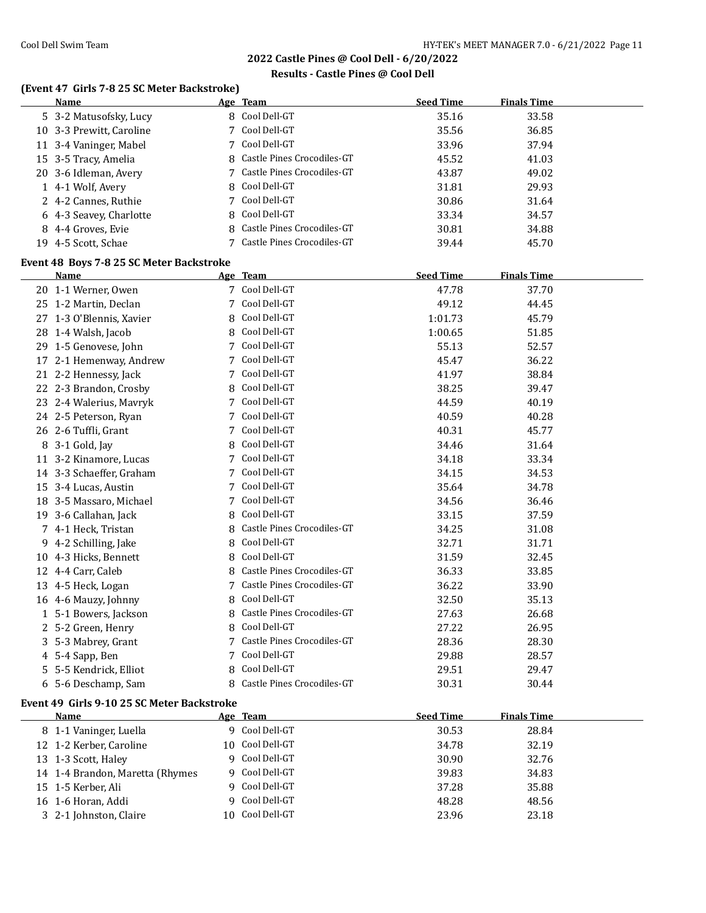## 2022 Castle Pines @ Cool Dell - 6/20/2022

### Results - Castle Pines @ Cool Dell

#### (Event 47 Girls 7-8 25 SC Meter Backstroke)

| | Name | Age | Team | Seed Time | Finals Time |
|---|---|---|---|---|---|
| 5 | 3-2 Matusofsky, Lucy | 8 | Cool Dell-GT | 35.16 | 33.58 |
| 10 | 3-3 Prewitt, Caroline | 7 | Cool Dell-GT | 35.56 | 36.85 |
| 11 | 3-4 Vaninger, Mabel | 7 | Cool Dell-GT | 33.96 | 37.94 |
| 15 | 3-5 Tracy, Amelia | 8 | Castle Pines Crocodiles-GT | 45.52 | 41.03 |
| 20 | 3-6 Idleman, Avery | 7 | Castle Pines Crocodiles-GT | 43.87 | 49.02 |
| 1 | 4-1 Wolf, Avery | 8 | Cool Dell-GT | 31.81 | 29.93 |
| 2 | 4-2 Cannes, Ruthie | 7 | Cool Dell-GT | 30.86 | 31.64 |
| 6 | 4-3 Seavey, Charlotte | 8 | Cool Dell-GT | 33.34 | 34.57 |
| 8 | 4-4 Groves, Evie | 8 | Castle Pines Crocodiles-GT | 30.81 | 34.88 |
| 19 | 4-5 Scott, Schae | 7 | Castle Pines Crocodiles-GT | 39.44 | 45.70 |

#### Event 48 Boys 7-8 25 SC Meter Backstroke

| | Name | Age | Team | Seed Time | Finals Time |
|---|---|---|---|---|---|
| 20 | 1-1 Werner, Owen | 7 | Cool Dell-GT | 47.78 | 37.70 |
| 25 | 1-2 Martin, Declan | 7 | Cool Dell-GT | 49.12 | 44.45 |
| 27 | 1-3 O'Blennis, Xavier | 8 | Cool Dell-GT | 1:01.73 | 45.79 |
| 28 | 1-4 Walsh, Jacob | 8 | Cool Dell-GT | 1:00.65 | 51.85 |
| 29 | 1-5 Genovese, John | 7 | Cool Dell-GT | 55.13 | 52.57 |
| 17 | 2-1 Hemenway, Andrew | 7 | Cool Dell-GT | 45.47 | 36.22 |
| 21 | 2-2 Hennessy, Jack | 7 | Cool Dell-GT | 41.97 | 38.84 |
| 22 | 2-3 Brandon, Crosby | 8 | Cool Dell-GT | 38.25 | 39.47 |
| 23 | 2-4 Walerius, Mavryk | 7 | Cool Dell-GT | 44.59 | 40.19 |
| 24 | 2-5 Peterson, Ryan | 7 | Cool Dell-GT | 40.59 | 40.28 |
| 26 | 2-6 Tuffli, Grant | 7 | Cool Dell-GT | 40.31 | 45.77 |
| 8 | 3-1 Gold, Jay | 8 | Cool Dell-GT | 34.46 | 31.64 |
| 11 | 3-2 Kinamore, Lucas | 7 | Cool Dell-GT | 34.18 | 33.34 |
| 14 | 3-3 Schaeffer, Graham | 7 | Cool Dell-GT | 34.15 | 34.53 |
| 15 | 3-4 Lucas, Austin | 7 | Cool Dell-GT | 35.64 | 34.78 |
| 18 | 3-5 Massaro, Michael | 7 | Cool Dell-GT | 34.56 | 36.46 |
| 19 | 3-6 Callahan, Jack | 8 | Cool Dell-GT | 33.15 | 37.59 |
| 7 | 4-1 Heck, Tristan | 8 | Castle Pines Crocodiles-GT | 34.25 | 31.08 |
| 9 | 4-2 Schilling, Jake | 8 | Cool Dell-GT | 32.71 | 31.71 |
| 10 | 4-3 Hicks, Bennett | 8 | Cool Dell-GT | 31.59 | 32.45 |
| 12 | 4-4 Carr, Caleb | 8 | Castle Pines Crocodiles-GT | 36.33 | 33.85 |
| 13 | 4-5 Heck, Logan | 7 | Castle Pines Crocodiles-GT | 36.22 | 33.90 |
| 16 | 4-6 Mauzy, Johnny | 8 | Cool Dell-GT | 32.50 | 35.13 |
| 1 | 5-1 Bowers, Jackson | 8 | Castle Pines Crocodiles-GT | 27.63 | 26.68 |
| 2 | 5-2 Green, Henry | 8 | Cool Dell-GT | 27.22 | 26.95 |
| 3 | 5-3 Mabrey, Grant | 7 | Castle Pines Crocodiles-GT | 28.36 | 28.30 |
| 4 | 5-4 Sapp, Ben | 7 | Cool Dell-GT | 29.88 | 28.57 |
| 5 | 5-5 Kendrick, Elliot | 8 | Cool Dell-GT | 29.51 | 29.47 |
| 6 | 5-6 Deschamp, Sam | 8 | Castle Pines Crocodiles-GT | 30.31 | 30.44 |

#### Event 49 Girls 9-10 25 SC Meter Backstroke

| | Name | Age | Team | Seed Time | Finals Time |
|---|---|---|---|---|---|
| 8 | 1-1 Vaninger, Luella | 9 | Cool Dell-GT | 30.53 | 28.84 |
| 12 | 1-2 Kerber, Caroline | 10 | Cool Dell-GT | 34.78 | 32.19 |
| 13 | 1-3 Scott, Haley | 9 | Cool Dell-GT | 30.90 | 32.76 |
| 14 | 1-4 Brandon, Maretta (Rhymes | 9 | Cool Dell-GT | 39.83 | 34.83 |
| 15 | 1-5 Kerber, Ali | 9 | Cool Dell-GT | 37.28 | 35.88 |
| 16 | 1-6 Horan, Addi | 9 | Cool Dell-GT | 48.28 | 48.56 |
| 3 | 2-1 Johnston, Claire | 10 | Cool Dell-GT | 23.96 | 23.18 |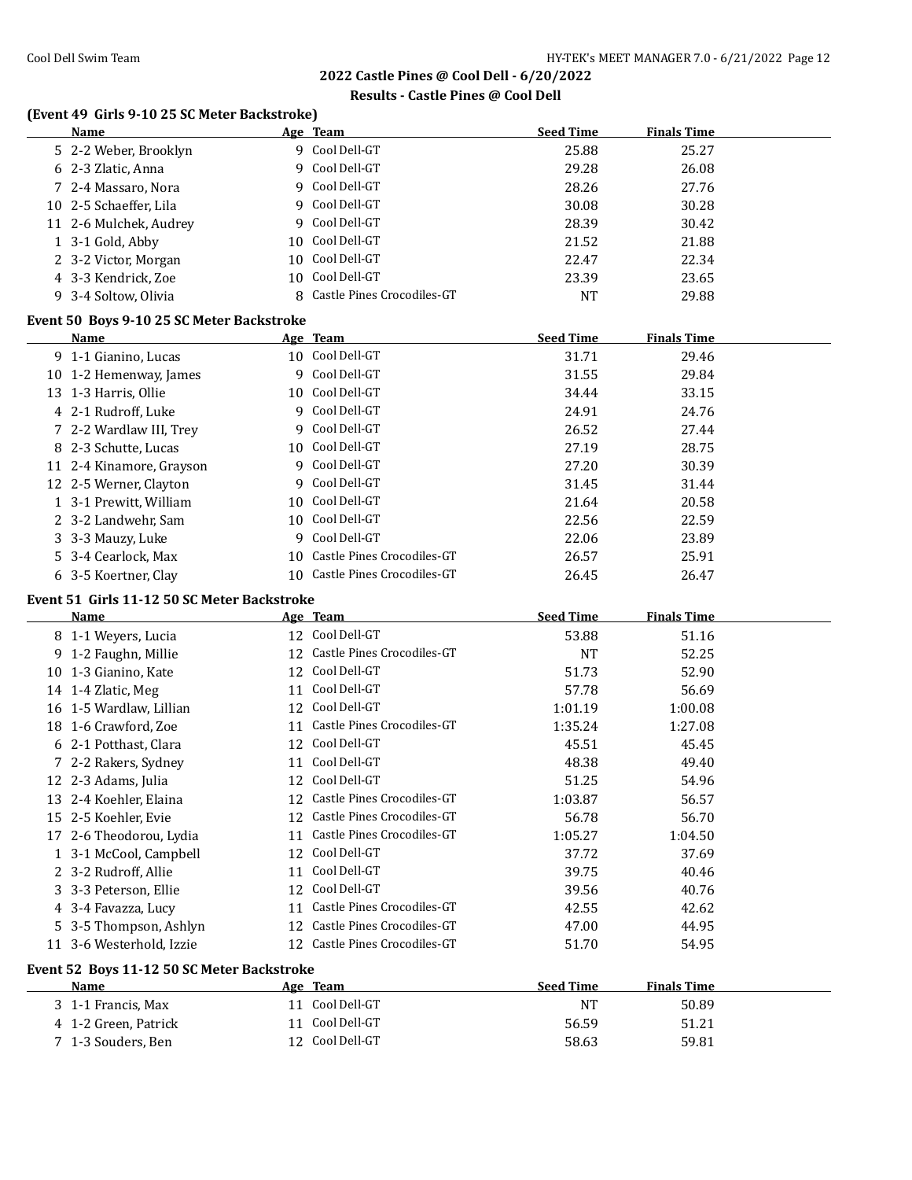## 2022 Castle Pines @ Cool Dell - 6/20/2022

### Results - Castle Pines @ Cool Dell

**(Event 49 Girls 9-10 25 SC Meter Backstroke)**

| | Name | Age | Team | Seed Time | Finals Time |
|---|---|---|---|---|---|
| 5 | 2-2 Weber, Brooklyn | 9 | Cool Dell-GT | 25.88 | 25.27 |
| 6 | 2-3 Zlatic, Anna | 9 | Cool Dell-GT | 29.28 | 26.08 |
| 7 | 2-4 Massaro, Nora | 9 | Cool Dell-GT | 28.26 | 27.76 |
| 10 | 2-5 Schaeffer, Lila | 9 | Cool Dell-GT | 30.08 | 30.28 |
| 11 | 2-6 Mulchek, Audrey | 9 | Cool Dell-GT | 28.39 | 30.42 |
| 1 | 3-1 Gold, Abby | 10 | Cool Dell-GT | 21.52 | 21.88 |
| 2 | 3-2 Victor, Morgan | 10 | Cool Dell-GT | 22.47 | 22.34 |
| 4 | 3-3 Kendrick, Zoe | 10 | Cool Dell-GT | 23.39 | 23.65 |
| 9 | 3-4 Soltow, Olivia | 8 | Castle Pines Crocodiles-GT | NT | 29.88 |

**Event 50 Boys 9-10 25 SC Meter Backstroke**

| | Name | Age | Team | Seed Time | Finals Time |
|---|---|---|---|---|---|
| 9 | 1-1 Gianino, Lucas | 10 | Cool Dell-GT | 31.71 | 29.46 |
| 10 | 1-2 Hemenway, James | 9 | Cool Dell-GT | 31.55 | 29.84 |
| 13 | 1-3 Harris, Ollie | 10 | Cool Dell-GT | 34.44 | 33.15 |
| 4 | 2-1 Rudroff, Luke | 9 | Cool Dell-GT | 24.91 | 24.76 |
| 7 | 2-2 Wardlaw III, Trey | 9 | Cool Dell-GT | 26.52 | 27.44 |
| 8 | 2-3 Schutte, Lucas | 10 | Cool Dell-GT | 27.19 | 28.75 |
| 11 | 2-4 Kinamore, Grayson | 9 | Cool Dell-GT | 27.20 | 30.39 |
| 12 | 2-5 Werner, Clayton | 9 | Cool Dell-GT | 31.45 | 31.44 |
| 1 | 3-1 Prewitt, William | 10 | Cool Dell-GT | 21.64 | 20.58 |
| 2 | 3-2 Landwehr, Sam | 10 | Cool Dell-GT | 22.56 | 22.59 |
| 3 | 3-3 Mauzy, Luke | 9 | Cool Dell-GT | 22.06 | 23.89 |
| 5 | 3-4 Cearlock, Max | 10 | Castle Pines Crocodiles-GT | 26.57 | 25.91 |
| 6 | 3-5 Koertner, Clay | 10 | Castle Pines Crocodiles-GT | 26.45 | 26.47 |

**Event 51 Girls 11-12 50 SC Meter Backstroke**

| | Name | Age | Team | Seed Time | Finals Time |
|---|---|---|---|---|---|
| 8 | 1-1 Weyers, Lucia | 12 | Cool Dell-GT | 53.88 | 51.16 |
| 9 | 1-2 Faughn, Millie | 12 | Castle Pines Crocodiles-GT | NT | 52.25 |
| 10 | 1-3 Gianino, Kate | 12 | Cool Dell-GT | 51.73 | 52.90 |
| 14 | 1-4 Zlatic, Meg | 11 | Cool Dell-GT | 57.78 | 56.69 |
| 16 | 1-5 Wardlaw, Lillian | 12 | Cool Dell-GT | 1:01.19 | 1:00.08 |
| 18 | 1-6 Crawford, Zoe | 11 | Castle Pines Crocodiles-GT | 1:35.24 | 1:27.08 |
| 6 | 2-1 Potthast, Clara | 12 | Cool Dell-GT | 45.51 | 45.45 |
| 7 | 2-2 Rakers, Sydney | 11 | Cool Dell-GT | 48.38 | 49.40 |
| 12 | 2-3 Adams, Julia | 12 | Cool Dell-GT | 51.25 | 54.96 |
| 13 | 2-4 Koehler, Elaina | 12 | Castle Pines Crocodiles-GT | 1:03.87 | 56.57 |
| 15 | 2-5 Koehler, Evie | 12 | Castle Pines Crocodiles-GT | 56.78 | 56.70 |
| 17 | 2-6 Theodorou, Lydia | 11 | Castle Pines Crocodiles-GT | 1:05.27 | 1:04.50 |
| 1 | 3-1 McCool, Campbell | 12 | Cool Dell-GT | 37.72 | 37.69 |
| 2 | 3-2 Rudroff, Allie | 11 | Cool Dell-GT | 39.75 | 40.46 |
| 3 | 3-3 Peterson, Ellie | 12 | Cool Dell-GT | 39.56 | 40.76 |
| 4 | 3-4 Favazza, Lucy | 11 | Castle Pines Crocodiles-GT | 42.55 | 42.62 |
| 5 | 3-5 Thompson, Ashlyn | 12 | Castle Pines Crocodiles-GT | 47.00 | 44.95 |
| 11 | 3-6 Westerhold, Izzie | 12 | Castle Pines Crocodiles-GT | 51.70 | 54.95 |

**Event 52 Boys 11-12 50 SC Meter Backstroke**

| | Name | Age | Team | Seed Time | Finals Time |
|---|---|---|---|---|---|
| 3 | 1-1 Francis, Max | 11 | Cool Dell-GT | NT | 50.89 |
| 4 | 1-2 Green, Patrick | 11 | Cool Dell-GT | 56.59 | 51.21 |
| 7 | 1-3 Souders, Ben | 12 | Cool Dell-GT | 58.63 | 59.81 |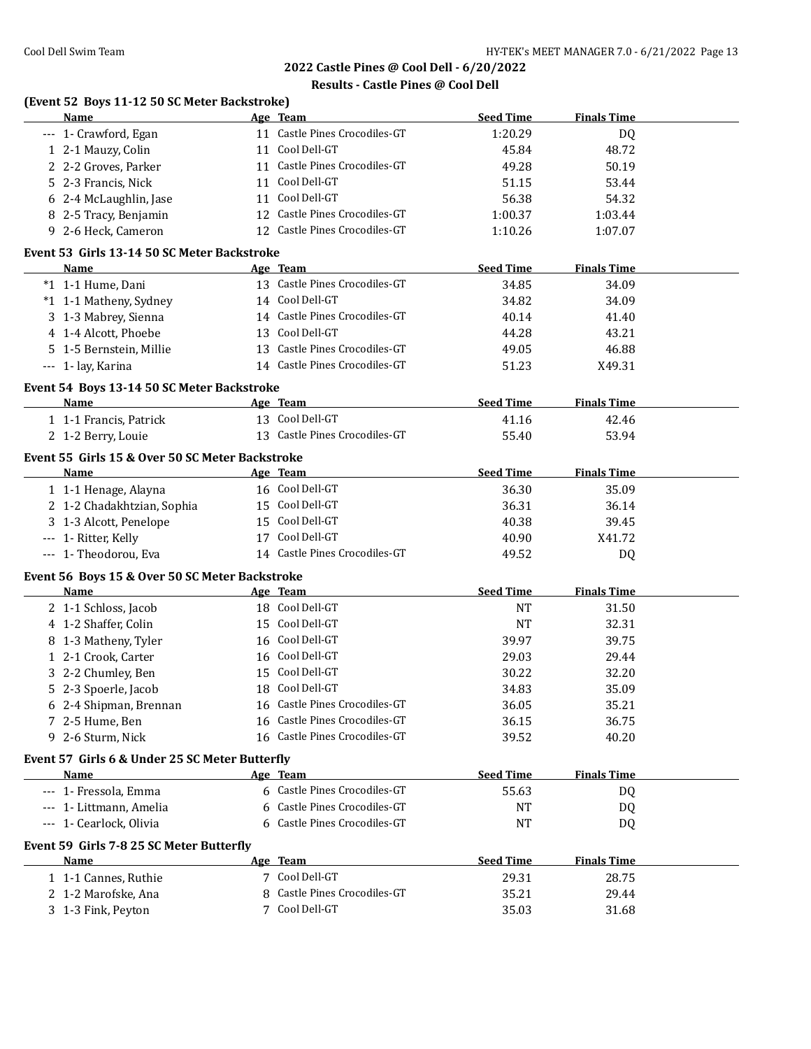## 2022 Castle Pines @ Cool Dell - 6/20/2022

## Results - Castle Pines @ Cool Dell

### (Event 52 Boys 11-12 50 SC Meter Backstroke)

| | Name | Age | Team | Seed Time | Finals Time |
|---|---|---|---|---|---|
| --- | 1- Crawford, Egan | 11 | Castle Pines Crocodiles-GT | 1:20.29 | DQ |
| 1 | 2-1 Mauzy, Colin | 11 | Cool Dell-GT | 45.84 | 48.72 |
| 2 | 2-2 Groves, Parker | 11 | Castle Pines Crocodiles-GT | 49.28 | 50.19 |
| 5 | 2-3 Francis, Nick | 11 | Cool Dell-GT | 51.15 | 53.44 |
| 6 | 2-4 McLaughlin, Jase | 11 | Cool Dell-GT | 56.38 | 54.32 |
| 8 | 2-5 Tracy, Benjamin | 12 | Castle Pines Crocodiles-GT | 1:00.37 | 1:03.44 |
| 9 | 2-6 Heck, Cameron | 12 | Castle Pines Crocodiles-GT | 1:10.26 | 1:07.07 |

### Event 53 Girls 13-14 50 SC Meter Backstroke

| | Name | Age | Team | Seed Time | Finals Time |
|---|---|---|---|---|---|
| *1 | 1-1 Hume, Dani | 13 | Castle Pines Crocodiles-GT | 34.85 | 34.09 |
| *1 | 1-1 Matheny, Sydney | 14 | Cool Dell-GT | 34.82 | 34.09 |
| 3 | 1-3 Mabrey, Sienna | 14 | Castle Pines Crocodiles-GT | 40.14 | 41.40 |
| 4 | 1-4 Alcott, Phoebe | 13 | Cool Dell-GT | 44.28 | 43.21 |
| 5 | 1-5 Bernstein, Millie | 13 | Castle Pines Crocodiles-GT | 49.05 | 46.88 |
| --- | 1- lay, Karina | 14 | Castle Pines Crocodiles-GT | 51.23 | X49.31 |

### Event 54 Boys 13-14 50 SC Meter Backstroke

| | Name | Age | Team | Seed Time | Finals Time |
|---|---|---|---|---|---|
| 1 | 1-1 Francis, Patrick | 13 | Cool Dell-GT | 41.16 | 42.46 |
| 2 | 1-2 Berry, Louie | 13 | Castle Pines Crocodiles-GT | 55.40 | 53.94 |

### Event 55 Girls 15 & Over 50 SC Meter Backstroke

| | Name | Age | Team | Seed Time | Finals Time |
|---|---|---|---|---|---|
| 1 | 1-1 Henage, Alayna | 16 | Cool Dell-GT | 36.30 | 35.09 |
| 2 | 1-2 Chadakhtzian, Sophia | 15 | Cool Dell-GT | 36.31 | 36.14 |
| 3 | 1-3 Alcott, Penelope | 15 | Cool Dell-GT | 40.38 | 39.45 |
| --- | 1- Ritter, Kelly | 17 | Cool Dell-GT | 40.90 | X41.72 |
| --- | 1- Theodorou, Eva | 14 | Castle Pines Crocodiles-GT | 49.52 | DQ |

### Event 56 Boys 15 & Over 50 SC Meter Backstroke

| | Name | Age | Team | Seed Time | Finals Time |
|---|---|---|---|---|---|
| 2 | 1-1 Schloss, Jacob | 18 | Cool Dell-GT | NT | 31.50 |
| 4 | 1-2 Shaffer, Colin | 15 | Cool Dell-GT | NT | 32.31 |
| 8 | 1-3 Matheny, Tyler | 16 | Cool Dell-GT | 39.97 | 39.75 |
| 1 | 2-1 Crook, Carter | 16 | Cool Dell-GT | 29.03 | 29.44 |
| 3 | 2-2 Chumley, Ben | 15 | Cool Dell-GT | 30.22 | 32.20 |
| 5 | 2-3 Spoerle, Jacob | 18 | Cool Dell-GT | 34.83 | 35.09 |
| 6 | 2-4 Shipman, Brennan | 16 | Castle Pines Crocodiles-GT | 36.05 | 35.21 |
| 7 | 2-5 Hume, Ben | 16 | Castle Pines Crocodiles-GT | 36.15 | 36.75 |
| 9 | 2-6 Sturm, Nick | 16 | Castle Pines Crocodiles-GT | 39.52 | 40.20 |

### Event 57 Girls 6 & Under 25 SC Meter Butterfly

| | Name | Age | Team | Seed Time | Finals Time |
|---|---|---|---|---|---|
| --- | 1- Fressola, Emma | 6 | Castle Pines Crocodiles-GT | 55.63 | DQ |
| --- | 1- Littmann, Amelia | 6 | Castle Pines Crocodiles-GT | NT | DQ |
| --- | 1- Cearlock, Olivia | 6 | Castle Pines Crocodiles-GT | NT | DQ |

### Event 59 Girls 7-8 25 SC Meter Butterfly

| | Name | Age | Team | Seed Time | Finals Time |
|---|---|---|---|---|---|
| 1 | 1-1 Cannes, Ruthie | 7 | Cool Dell-GT | 29.31 | 28.75 |
| 2 | 1-2 Marofske, Ana | 8 | Castle Pines Crocodiles-GT | 35.21 | 29.44 |
| 3 | 1-3 Fink, Peyton | 7 | Cool Dell-GT | 35.03 | 31.68 |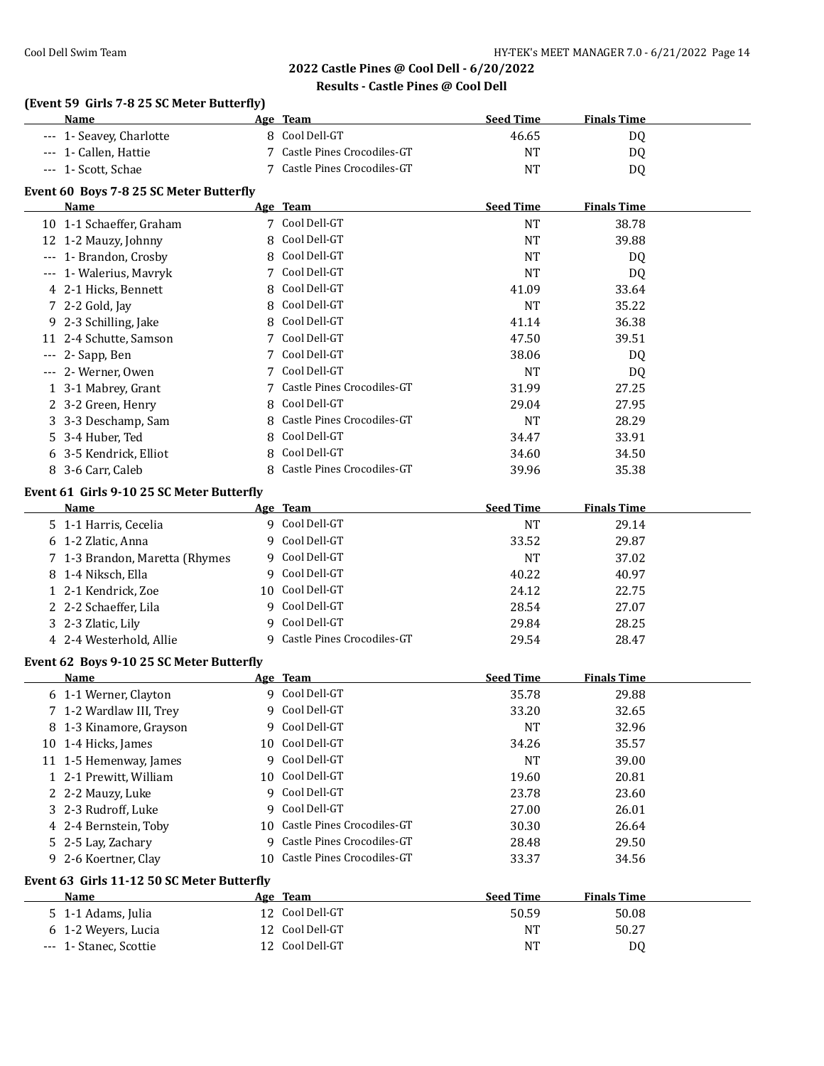## 2022 Castle Pines @ Cool Dell - 6/20/2022

### Results - Castle Pines @ Cool Dell

#### (Event 59 Girls 7-8 25 SC Meter Butterfly)

| | Name | Age | Team | Seed Time | Finals Time |
|---|---|---|---|---|---|
| --- | 1- Seavey, Charlotte | 8 | Cool Dell-GT | 46.65 | DQ |
| --- | 1- Callen, Hattie | 7 | Castle Pines Crocodiles-GT | NT | DQ |
| --- | 1- Scott, Schae | 7 | Castle Pines Crocodiles-GT | NT | DQ |

#### Event 60 Boys 7-8 25 SC Meter Butterfly

| | Name | Age | Team | Seed Time | Finals Time |
|---|---|---|---|---|---|
| 10 | 1-1 Schaeffer, Graham | 7 | Cool Dell-GT | NT | 38.78 |
| 12 | 1-2 Mauzy, Johnny | 8 | Cool Dell-GT | NT | 39.88 |
| --- | 1- Brandon, Crosby | 8 | Cool Dell-GT | NT | DQ |
| --- | 1- Walerius, Mavryk | 7 | Cool Dell-GT | NT | DQ |
| 4 | 2-1 Hicks, Bennett | 8 | Cool Dell-GT | 41.09 | 33.64 |
| 7 | 2-2 Gold, Jay | 8 | Cool Dell-GT | NT | 35.22 |
| 9 | 2-3 Schilling, Jake | 8 | Cool Dell-GT | 41.14 | 36.38 |
| 11 | 2-4 Schutte, Samson | 7 | Cool Dell-GT | 47.50 | 39.51 |
| --- | 2- Sapp, Ben | 7 | Cool Dell-GT | 38.06 | DQ |
| --- | 2- Werner, Owen | 7 | Cool Dell-GT | NT | DQ |
| 1 | 3-1 Mabrey, Grant | 7 | Castle Pines Crocodiles-GT | 31.99 | 27.25 |
| 2 | 3-2 Green, Henry | 8 | Cool Dell-GT | 29.04 | 27.95 |
| 3 | 3-3 Deschamp, Sam | 8 | Castle Pines Crocodiles-GT | NT | 28.29 |
| 5 | 3-4 Huber, Ted | 8 | Cool Dell-GT | 34.47 | 33.91 |
| 6 | 3-5 Kendrick, Elliot | 8 | Cool Dell-GT | 34.60 | 34.50 |
| 8 | 3-6 Carr, Caleb | 8 | Castle Pines Crocodiles-GT | 39.96 | 35.38 |

#### Event 61 Girls 9-10 25 SC Meter Butterfly

| | Name | Age | Team | Seed Time | Finals Time |
|---|---|---|---|---|---|
| 5 | 1-1 Harris, Cecelia | 9 | Cool Dell-GT | NT | 29.14 |
| 6 | 1-2 Zlatic, Anna | 9 | Cool Dell-GT | 33.52 | 29.87 |
| 7 | 1-3 Brandon, Maretta (Rhymes | 9 | Cool Dell-GT | NT | 37.02 |
| 8 | 1-4 Niksch, Ella | 9 | Cool Dell-GT | 40.22 | 40.97 |
| 1 | 2-1 Kendrick, Zoe | 10 | Cool Dell-GT | 24.12 | 22.75 |
| 2 | 2-2 Schaeffer, Lila | 9 | Cool Dell-GT | 28.54 | 27.07 |
| 3 | 2-3 Zlatic, Lily | 9 | Cool Dell-GT | 29.84 | 28.25 |
| 4 | 2-4 Westerhold, Allie | 9 | Castle Pines Crocodiles-GT | 29.54 | 28.47 |

#### Event 62 Boys 9-10 25 SC Meter Butterfly

| | Name | Age | Team | Seed Time | Finals Time |
|---|---|---|---|---|---|
| 6 | 1-1 Werner, Clayton | 9 | Cool Dell-GT | 35.78 | 29.88 |
| 7 | 1-2 Wardlaw III, Trey | 9 | Cool Dell-GT | 33.20 | 32.65 |
| 8 | 1-3 Kinamore, Grayson | 9 | Cool Dell-GT | NT | 32.96 |
| 10 | 1-4 Hicks, James | 10 | Cool Dell-GT | 34.26 | 35.57 |
| 11 | 1-5 Hemenway, James | 9 | Cool Dell-GT | NT | 39.00 |
| 1 | 2-1 Prewitt, William | 10 | Cool Dell-GT | 19.60 | 20.81 |
| 2 | 2-2 Mauzy, Luke | 9 | Cool Dell-GT | 23.78 | 23.60 |
| 3 | 2-3 Rudroff, Luke | 9 | Cool Dell-GT | 27.00 | 26.01 |
| 4 | 2-4 Bernstein, Toby | 10 | Castle Pines Crocodiles-GT | 30.30 | 26.64 |
| 5 | 2-5 Lay, Zachary | 9 | Castle Pines Crocodiles-GT | 28.48 | 29.50 |
| 9 | 2-6 Koertner, Clay | 10 | Castle Pines Crocodiles-GT | 33.37 | 34.56 |

#### Event 63 Girls 11-12 50 SC Meter Butterfly

| | Name | Age | Team | Seed Time | Finals Time |
|---|---|---|---|---|---|
| 5 | 1-1 Adams, Julia | 12 | Cool Dell-GT | 50.59 | 50.08 |
| 6 | 1-2 Weyers, Lucia | 12 | Cool Dell-GT | NT | 50.27 |
| --- | 1- Stanec, Scottie | 12 | Cool Dell-GT | NT | DQ |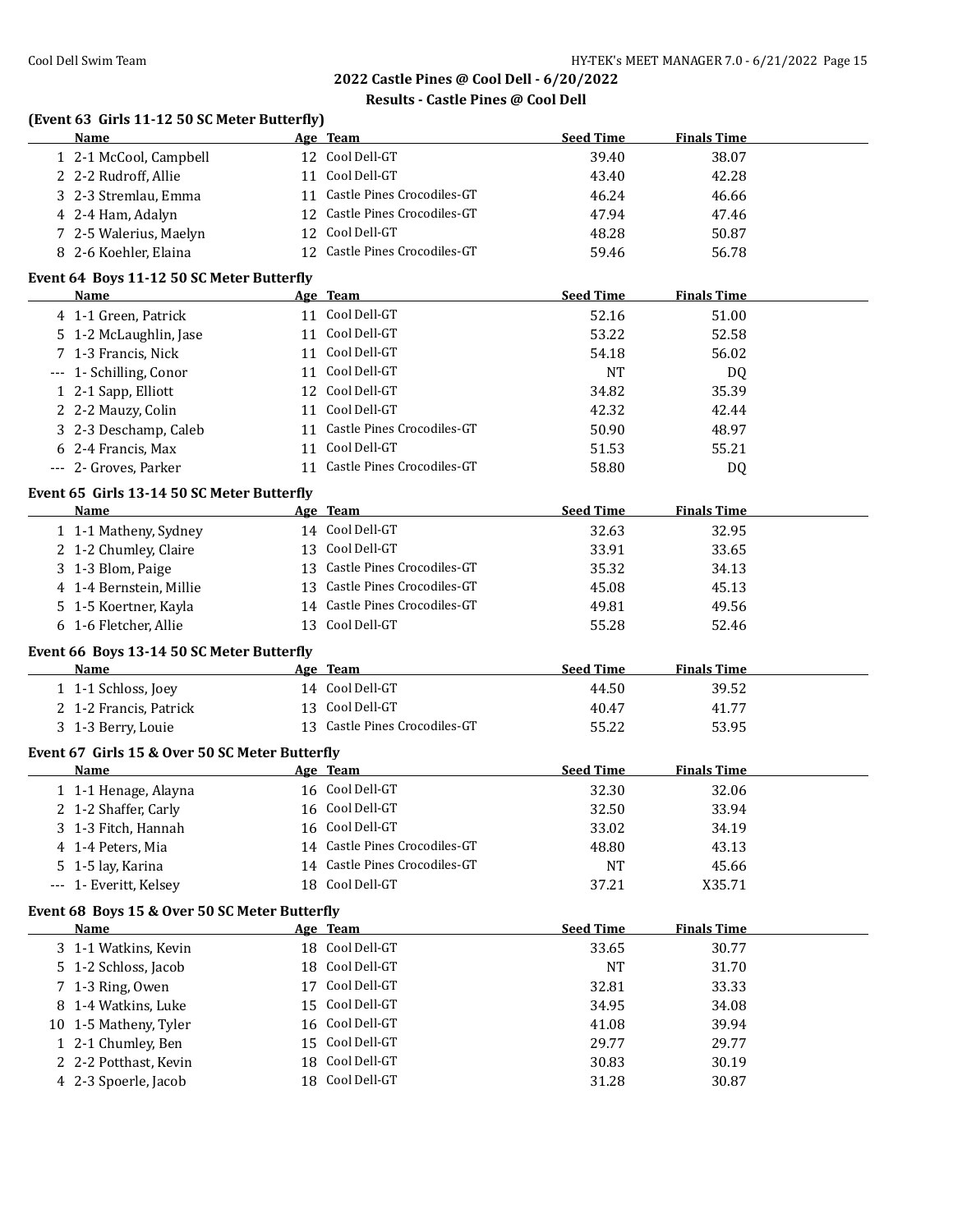## 2022 Castle Pines @ Cool Dell - 6/20/2022

### Results - Castle Pines @ Cool Dell

#### (Event 63 Girls 11-12 50 SC Meter Butterfly)

| | Name | Age | Team | Seed Time | Finals Time |
|---|---|---|---|---|---|
| 1 | 2-1 McCool, Campbell | 12 | Cool Dell-GT | 39.40 | 38.07 |
| 2 | 2-2 Rudroff, Allie | 11 | Cool Dell-GT | 43.40 | 42.28 |
| 3 | 2-3 Stremlau, Emma | 11 | Castle Pines Crocodiles-GT | 46.24 | 46.66 |
| 4 | 2-4 Ham, Adalyn | 12 | Castle Pines Crocodiles-GT | 47.94 | 47.46 |
| 7 | 2-5 Walerius, Maelyn | 12 | Cool Dell-GT | 48.28 | 50.87 |
| 8 | 2-6 Koehler, Elaina | 12 | Castle Pines Crocodiles-GT | 59.46 | 56.78 |

#### Event 64 Boys 11-12 50 SC Meter Butterfly

| | Name | Age | Team | Seed Time | Finals Time |
|---|---|---|---|---|---|
| 4 | 1-1 Green, Patrick | 11 | Cool Dell-GT | 52.16 | 51.00 |
| 5 | 1-2 McLaughlin, Jase | 11 | Cool Dell-GT | 53.22 | 52.58 |
| 7 | 1-3 Francis, Nick | 11 | Cool Dell-GT | 54.18 | 56.02 |
| --- | 1- Schilling, Conor | 11 | Cool Dell-GT | NT | DQ |
| 1 | 2-1 Sapp, Elliott | 12 | Cool Dell-GT | 34.82 | 35.39 |
| 2 | 2-2 Mauzy, Colin | 11 | Cool Dell-GT | 42.32 | 42.44 |
| 3 | 2-3 Deschamp, Caleb | 11 | Castle Pines Crocodiles-GT | 50.90 | 48.97 |
| 6 | 2-4 Francis, Max | 11 | Cool Dell-GT | 51.53 | 55.21 |
| --- | 2- Groves, Parker | 11 | Castle Pines Crocodiles-GT | 58.80 | DQ |

#### Event 65 Girls 13-14 50 SC Meter Butterfly

| | Name | Age | Team | Seed Time | Finals Time |
|---|---|---|---|---|---|
| 1 | 1-1 Matheny, Sydney | 14 | Cool Dell-GT | 32.63 | 32.95 |
| 2 | 1-2 Chumley, Claire | 13 | Cool Dell-GT | 33.91 | 33.65 |
| 3 | 1-3 Blom, Paige | 13 | Castle Pines Crocodiles-GT | 35.32 | 34.13 |
| 4 | 1-4 Bernstein, Millie | 13 | Castle Pines Crocodiles-GT | 45.08 | 45.13 |
| 5 | 1-5 Koertner, Kayla | 14 | Castle Pines Crocodiles-GT | 49.81 | 49.56 |
| 6 | 1-6 Fletcher, Allie | 13 | Cool Dell-GT | 55.28 | 52.46 |

#### Event 66 Boys 13-14 50 SC Meter Butterfly

| | Name | Age | Team | Seed Time | Finals Time |
|---|---|---|---|---|---|
| 1 | 1-1 Schloss, Joey | 14 | Cool Dell-GT | 44.50 | 39.52 |
| 2 | 1-2 Francis, Patrick | 13 | Cool Dell-GT | 40.47 | 41.77 |
| 3 | 1-3 Berry, Louie | 13 | Castle Pines Crocodiles-GT | 55.22 | 53.95 |

#### Event 67 Girls 15 & Over 50 SC Meter Butterfly

| | Name | Age | Team | Seed Time | Finals Time |
|---|---|---|---|---|---|
| 1 | 1-1 Henage, Alayna | 16 | Cool Dell-GT | 32.30 | 32.06 |
| 2 | 1-2 Shaffer, Carly | 16 | Cool Dell-GT | 32.50 | 33.94 |
| 3 | 1-3 Fitch, Hannah | 16 | Cool Dell-GT | 33.02 | 34.19 |
| 4 | 1-4 Peters, Mia | 14 | Castle Pines Crocodiles-GT | 48.80 | 43.13 |
| 5 | 1-5 lay, Karina | 14 | Castle Pines Crocodiles-GT | NT | 45.66 |
| --- | 1- Everitt, Kelsey | 18 | Cool Dell-GT | 37.21 | X35.71 |

#### Event 68 Boys 15 & Over 50 SC Meter Butterfly

| | Name | Age | Team | Seed Time | Finals Time |
|---|---|---|---|---|---|
| 3 | 1-1 Watkins, Kevin | 18 | Cool Dell-GT | 33.65 | 30.77 |
| 5 | 1-2 Schloss, Jacob | 18 | Cool Dell-GT | NT | 31.70 |
| 7 | 1-3 Ring, Owen | 17 | Cool Dell-GT | 32.81 | 33.33 |
| 8 | 1-4 Watkins, Luke | 15 | Cool Dell-GT | 34.95 | 34.08 |
| 10 | 1-5 Matheny, Tyler | 16 | Cool Dell-GT | 41.08 | 39.94 |
| 1 | 2-1 Chumley, Ben | 15 | Cool Dell-GT | 29.77 | 29.77 |
| 2 | 2-2 Potthast, Kevin | 18 | Cool Dell-GT | 30.83 | 30.19 |
| 4 | 2-3 Spoerle, Jacob | 18 | Cool Dell-GT | 31.28 | 30.87 |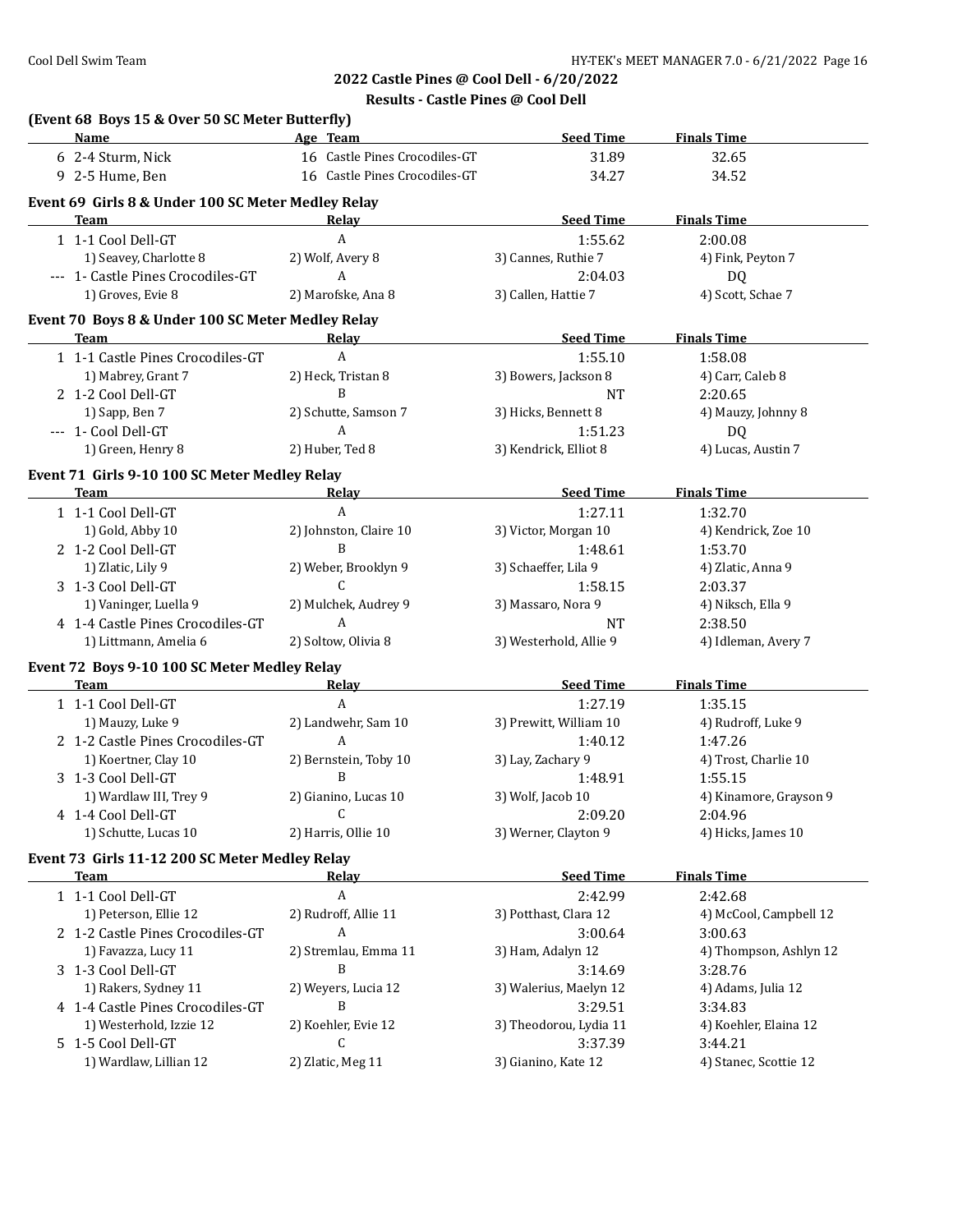## 2022 Castle Pines @ Cool Dell - 6/20/2022

### Results - Castle Pines @ Cool Dell

**(Event 68 Boys 15 & Over 50 SC Meter Butterfly)**

| | Name | Age | Team | Seed Time | Finals Time |
|---|---|---|---|---|---|
| 6 | 2-4 Sturm, Nick | 16 | Castle Pines Crocodiles-GT | 31.89 | 32.65 |
| 9 | 2-5 Hume, Ben | 16 | Castle Pines Crocodiles-GT | 34.27 | 34.52 |

**Event 69 Girls 8 & Under 100 SC Meter Medley Relay**

| | Team | Relay | Seed Time | Finals Time |
|---|---|---|---|---|
| 1 | 1-1 Cool Dell-GT | A | 1:55.62 | 2:00.08 |
| | 1) Seavey, Charlotte 8 | 2) Wolf, Avery 8 | 3) Cannes, Ruthie 7 | 4) Fink, Peyton 7 |
| --- | 1- Castle Pines Crocodiles-GT | A | 2:04.03 | DQ |
| | 1) Groves, Evie 8 | 2) Marofske, Ana 8 | 3) Callen, Hattie 7 | 4) Scott, Schae 7 |

**Event 70 Boys 8 & Under 100 SC Meter Medley Relay**

| | Team | Relay | Seed Time | Finals Time |
|---|---|---|---|---|
| 1 | 1-1 Castle Pines Crocodiles-GT | A | 1:55.10 | 1:58.08 |
| | 1) Mabrey, Grant 7 | 2) Heck, Tristan 8 | 3) Bowers, Jackson 8 | 4) Carr, Caleb 8 |
| 2 | 1-2 Cool Dell-GT | B | NT | 2:20.65 |
| | 1) Sapp, Ben 7 | 2) Schutte, Samson 7 | 3) Hicks, Bennett 8 | 4) Mauzy, Johnny 8 |
| --- | 1- Cool Dell-GT | A | 1:51.23 | DQ |
| | 1) Green, Henry 8 | 2) Huber, Ted 8 | 3) Kendrick, Elliot 8 | 4) Lucas, Austin 7 |

**Event 71 Girls 9-10 100 SC Meter Medley Relay**

| | Team | Relay | Seed Time | Finals Time |
|---|---|---|---|---|
| 1 | 1-1 Cool Dell-GT | A | 1:27.11 | 1:32.70 |
| | 1) Gold, Abby 10 | 2) Johnston, Claire 10 | 3) Victor, Morgan 10 | 4) Kendrick, Zoe 10 |
| 2 | 1-2 Cool Dell-GT | B | 1:48.61 | 1:53.70 |
| | 1) Zlatic, Lily 9 | 2) Weber, Brooklyn 9 | 3) Schaeffer, Lila 9 | 4) Zlatic, Anna 9 |
| 3 | 1-3 Cool Dell-GT | C | 1:58.15 | 2:03.37 |
| | 1) Vaninger, Luella 9 | 2) Mulchek, Audrey 9 | 3) Massaro, Nora 9 | 4) Niksch, Ella 9 |
| 4 | 1-4 Castle Pines Crocodiles-GT | A | NT | 2:38.50 |
| | 1) Littmann, Amelia 6 | 2) Soltow, Olivia 8 | 3) Westerhold, Allie 9 | 4) Idleman, Avery 7 |

**Event 72 Boys 9-10 100 SC Meter Medley Relay**

| | Team | Relay | Seed Time | Finals Time |
|---|---|---|---|---|
| 1 | 1-1 Cool Dell-GT | A | 1:27.19 | 1:35.15 |
| | 1) Mauzy, Luke 9 | 2) Landwehr, Sam 10 | 3) Prewitt, William 10 | 4) Rudroff, Luke 9 |
| 2 | 1-2 Castle Pines Crocodiles-GT | A | 1:40.12 | 1:47.26 |
| | 1) Koertner, Clay 10 | 2) Bernstein, Toby 10 | 3) Lay, Zachary 9 | 4) Trost, Charlie 10 |
| 3 | 1-3 Cool Dell-GT | B | 1:48.91 | 1:55.15 |
| | 1) Wardlaw III, Trey 9 | 2) Gianino, Lucas 10 | 3) Wolf, Jacob 10 | 4) Kinamore, Grayson 9 |
| 4 | 1-4 Cool Dell-GT | C | 2:09.20 | 2:04.96 |
| | 1) Schutte, Lucas 10 | 2) Harris, Ollie 10 | 3) Werner, Clayton 9 | 4) Hicks, James 10 |

**Event 73 Girls 11-12 200 SC Meter Medley Relay**

| | Team | Relay | Seed Time | Finals Time |
|---|---|---|---|---|
| 1 | 1-1 Cool Dell-GT | A | 2:42.99 | 2:42.68 |
| | 1) Peterson, Ellie 12 | 2) Rudroff, Allie 11 | 3) Potthast, Clara 12 | 4) McCool, Campbell 12 |
| 2 | 1-2 Castle Pines Crocodiles-GT | A | 3:00.64 | 3:00.63 |
| | 1) Favazza, Lucy 11 | 2) Stremlau, Emma 11 | 3) Ham, Adalyn 12 | 4) Thompson, Ashlyn 12 |
| 3 | 1-3 Cool Dell-GT | B | 3:14.69 | 3:28.76 |
| | 1) Rakers, Sydney 11 | 2) Weyers, Lucia 12 | 3) Walerius, Maelyn 12 | 4) Adams, Julia 12 |
| 4 | 1-4 Castle Pines Crocodiles-GT | B | 3:29.51 | 3:34.83 |
| | 1) Westerhold, Izzie 12 | 2) Koehler, Evie 12 | 3) Theodorou, Lydia 11 | 4) Koehler, Elaina 12 |
| 5 | 1-5 Cool Dell-GT | C | 3:37.39 | 3:44.21 |
| | 1) Wardlaw, Lillian 12 | 2) Zlatic, Meg 11 | 3) Gianino, Kate 12 | 4) Stanec, Scottie 12 |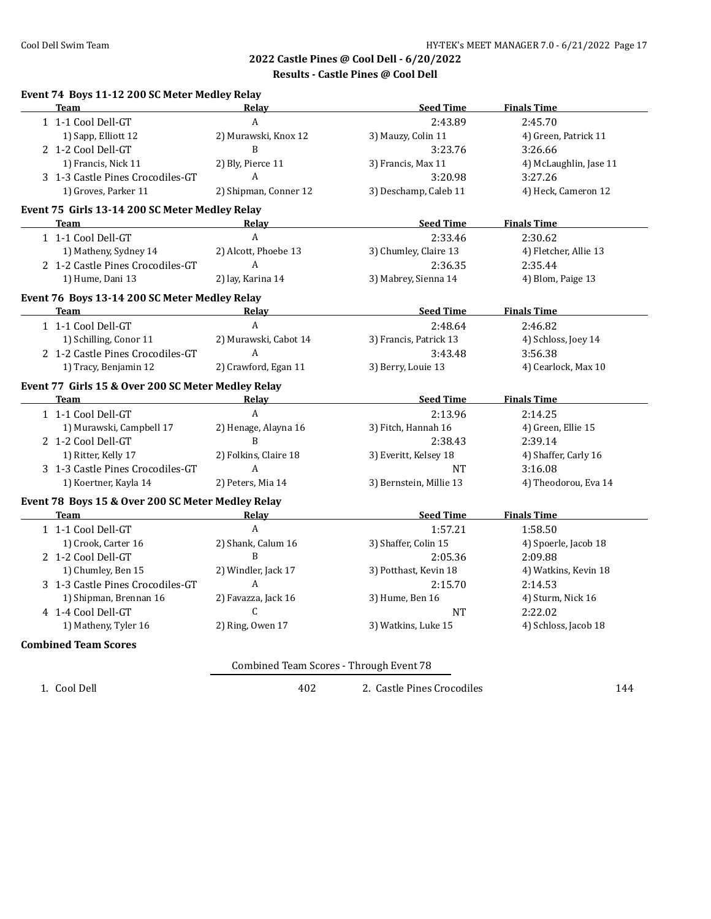## 2022 Castle Pines @ Cool Dell - 6/20/2022
### Results - Castle Pines @ Cool Dell

**Event 74 Boys 11-12 200 SC Meter Medley Relay**

| Team | Relay | Seed Time | Finals Time |
|---|---|---|---|
| 1 1-1 Cool Dell-GT | A | 2:43.89 | 2:45.70 |
| 1) Sapp, Elliott 12 | 2) Murawski, Knox 12 | 3) Mauzy, Colin 11 | 4) Green, Patrick 11 |
| 2 1-2 Cool Dell-GT | B | 3:23.76 | 3:26.66 |
| 1) Francis, Nick 11 | 2) Bly, Pierce 11 | 3) Francis, Max 11 | 4) McLaughlin, Jase 11 |
| 3 1-3 Castle Pines Crocodiles-GT | A | 3:20.98 | 3:27.26 |
| 1) Groves, Parker 11 | 2) Shipman, Conner 12 | 3) Deschamp, Caleb 11 | 4) Heck, Cameron 12 |

**Event 75 Girls 13-14 200 SC Meter Medley Relay**

| Team | Relay | Seed Time | Finals Time |
|---|---|---|---|
| 1 1-1 Cool Dell-GT | A | 2:33.46 | 2:30.62 |
| 1) Matheny, Sydney 14 | 2) Alcott, Phoebe 13 | 3) Chumley, Claire 13 | 4) Fletcher, Allie 13 |
| 2 1-2 Castle Pines Crocodiles-GT | A | 2:36.35 | 2:35.44 |
| 1) Hume, Dani 13 | 2) lay, Karina 14 | 3) Mabrey, Sienna 14 | 4) Blom, Paige 13 |

**Event 76 Boys 13-14 200 SC Meter Medley Relay**

| Team | Relay | Seed Time | Finals Time |
|---|---|---|---|
| 1 1-1 Cool Dell-GT | A | 2:48.64 | 2:46.82 |
| 1) Schilling, Conor 11 | 2) Murawski, Cabot 14 | 3) Francis, Patrick 13 | 4) Schloss, Joey 14 |
| 2 1-2 Castle Pines Crocodiles-GT | A | 3:43.48 | 3:56.38 |
| 1) Tracy, Benjamin 12 | 2) Crawford, Egan 11 | 3) Berry, Louie 13 | 4) Cearlock, Max 10 |

**Event 77 Girls 15 & Over 200 SC Meter Medley Relay**

| Team | Relay | Seed Time | Finals Time |
|---|---|---|---|
| 1 1-1 Cool Dell-GT | A | 2:13.96 | 2:14.25 |
| 1) Murawski, Campbell 17 | 2) Henage, Alayna 16 | 3) Fitch, Hannah 16 | 4) Green, Ellie 15 |
| 2 1-2 Cool Dell-GT | B | 2:38.43 | 2:39.14 |
| 1) Ritter, Kelly 17 | 2) Folkins, Claire 18 | 3) Everitt, Kelsey 18 | 4) Shaffer, Carly 16 |
| 3 1-3 Castle Pines Crocodiles-GT | A | NT | 3:16.08 |
| 1) Koertner, Kayla 14 | 2) Peters, Mia 14 | 3) Bernstein, Millie 13 | 4) Theodorou, Eva 14 |

**Event 78 Boys 15 & Over 200 SC Meter Medley Relay**

| Team | Relay | Seed Time | Finals Time |
|---|---|---|---|
| 1 1-1 Cool Dell-GT | A | 1:57.21 | 1:58.50 |
| 1) Crook, Carter 16 | 2) Shank, Calum 16 | 3) Shaffer, Colin 15 | 4) Spoerle, Jacob 18 |
| 2 1-2 Cool Dell-GT | B | 2:05.36 | 2:09.88 |
| 1) Chumley, Ben 15 | 2) Windler, Jack 17 | 3) Potthast, Kevin 18 | 4) Watkins, Kevin 18 |
| 3 1-3 Castle Pines Crocodiles-GT | A | 2:15.70 | 2:14.53 |
| 1) Shipman, Brennan 16 | 2) Favazza, Jack 16 | 3) Hume, Ben 16 | 4) Sturm, Nick 16 |
| 4 1-4 Cool Dell-GT | C | NT | 2:22.02 |
| 1) Matheny, Tyler 16 | 2) Ring, Owen 17 | 3) Watkins, Luke 15 | 4) Schloss, Jacob 18 |

**Combined Team Scores**

Combined Team Scores - Through Event 78

| | | | |
|---|---|---|---|
| 1. Cool Dell | 402 | 2. Castle Pines Crocodiles | 144 |